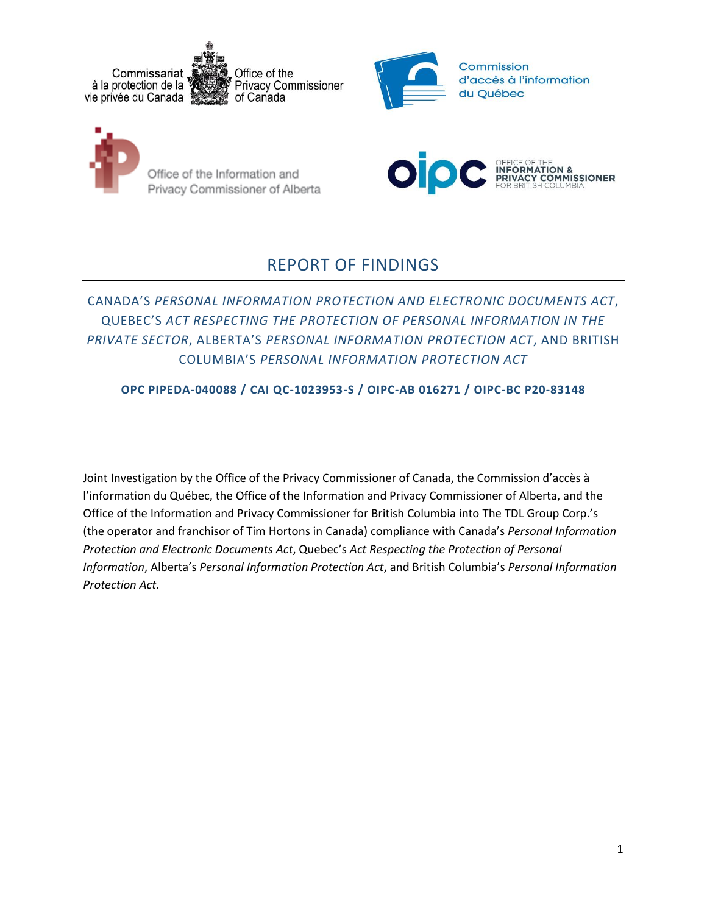Commissariat à la protection de la vie privée du Canada

Office of the Privacy Commissioner of Canada

Commission d'accès à l'information du Québec

Office of the Information and Privacy Commissioner of Alberta

OFFICE OF THE INFORMATION & PRIVACY COMMISSIONER FOR BRITISH COLUMBIA

# REPORT OF FINDINGS

## CANADA'S *PERSONAL INFORMATION PROTECTION AND ELECTRONIC DOCUMENTS ACT*, QUEBEC'S *ACT RESPECTING THE PROTECTION OF PERSONAL INFORMATION IN THE PRIVATE SECTOR*, ALBERTA'S *PERSONAL INFORMATION PROTECTION ACT*, AND BRITISH COLUMBIA'S *PERSONAL INFORMATION PROTECTION ACT*

**OPC PIPEDA-040088 / CAI QC-1023953-S / OIPC-AB 016271 / OIPC-BC P20-83148**

Joint Investigation by the Office of the Privacy Commissioner of Canada, the Commission d'accès à l'information du Québec, the Office of the Information and Privacy Commissioner of Alberta, and the Office of the Information and Privacy Commissioner for British Columbia into The TDL Group Corp.'s (the operator and franchisor of Tim Hortons in Canada) compliance with Canada's *Personal Information Protection and Electronic Documents Act*, Quebec's *Act Respecting the Protection of Personal Information*, Alberta's *Personal Information Protection Act*, and British Columbia's *Personal Information Protection Act*.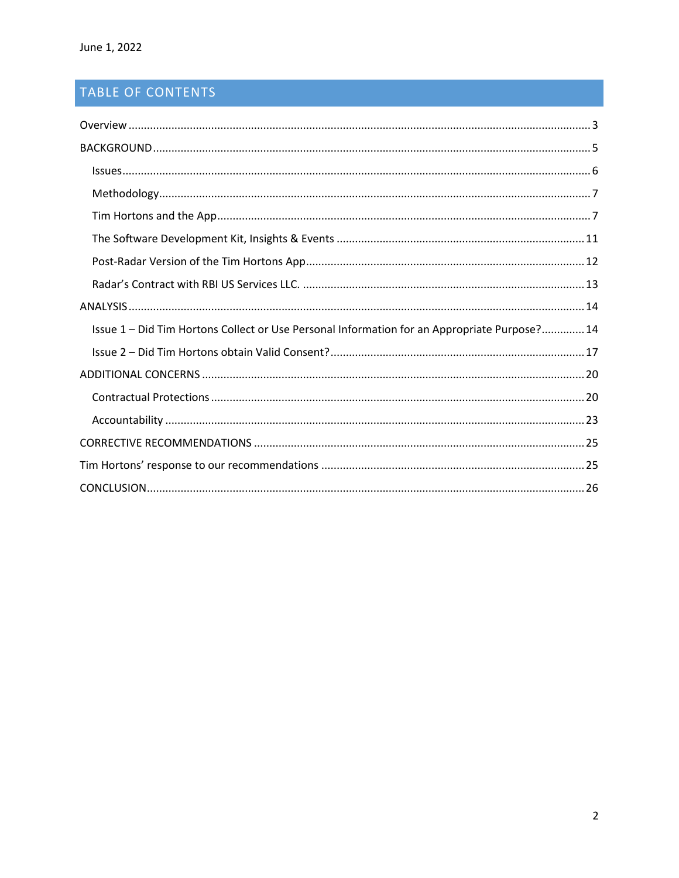June 1, 2022

## TABLE OF CONTENTS

- Overview ..... 3
- BACKGROUND ..... 5
  - Issues ..... 6
  - Methodology ..... 7
  - Tim Hortons and the App ..... 7
  - The Software Development Kit, Insights & Events ..... 11
  - Post-Radar Version of the Tim Hortons App ..... 12
  - Radar's Contract with RBI US Services LLC. ..... 13
- ANALYSIS ..... 14
  - Issue 1 – Did Tim Hortons Collect or Use Personal Information for an Appropriate Purpose? ..... 14
  - Issue 2 – Did Tim Hortons obtain Valid Consent? ..... 17
- ADDITIONAL CONCERNS ..... 20
  - Contractual Protections ..... 20
  - Accountability ..... 23
- CORRECTIVE RECOMMENDATIONS ..... 25
- Tim Hortons' response to our recommendations ..... 25
- CONCLUSION ..... 26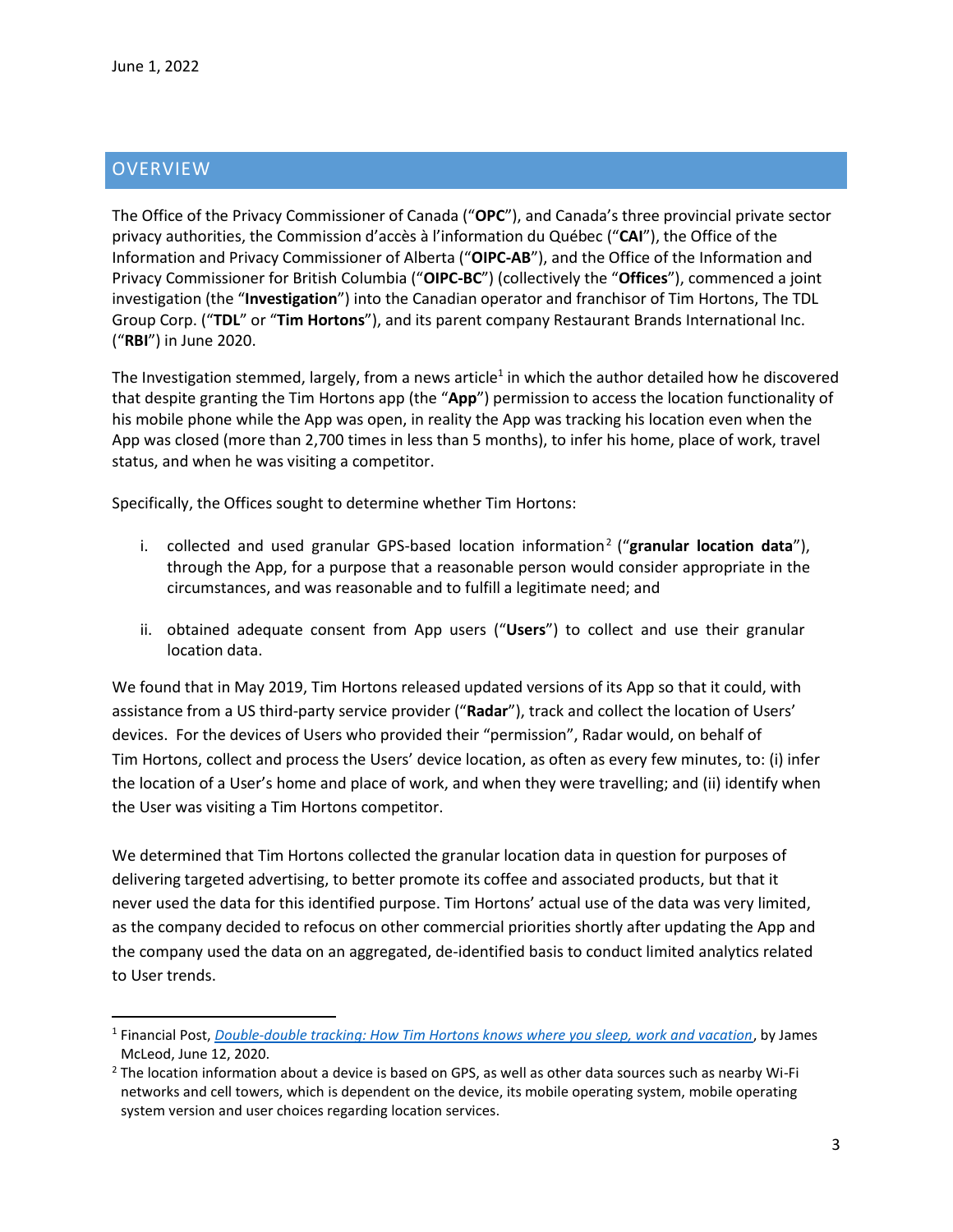June 1, 2022

## OVERVIEW

The Office of the Privacy Commissioner of Canada ("**OPC**"), and Canada's three provincial private sector privacy authorities, the Commission d'accès à l'information du Québec ("**CAI**"), the Office of the Information and Privacy Commissioner of Alberta ("**OIPC-AB**"), and the Office of the Information and Privacy Commissioner for British Columbia ("**OIPC-BC**") (collectively the "**Offices**"), commenced a joint investigation (the "**Investigation**") into the Canadian operator and franchisor of Tim Hortons, The TDL Group Corp. ("**TDL**" or "**Tim Hortons**"), and its parent company Restaurant Brands International Inc. ("**RBI**") in June 2020.

The Investigation stemmed, largely, from a news article[1] in which the author detailed how he discovered that despite granting the Tim Hortons app (the "**App**") permission to access the location functionality of his mobile phone while the App was open, in reality the App was tracking his location even when the App was closed (more than 2,700 times in less than 5 months), to infer his home, place of work, travel status, and when he was visiting a competitor.

Specifically, the Offices sought to determine whether Tim Hortons:

i. collected and used granular GPS-based location information[2] ("**granular location data**"), through the App, for a purpose that a reasonable person would consider appropriate in the circumstances, and was reasonable and to fulfill a legitimate need; and

ii. obtained adequate consent from App users ("**Users**") to collect and use their granular location data.

We found that in May 2019, Tim Hortons released updated versions of its App so that it could, with assistance from a US third-party service provider ("**Radar**"), track and collect the location of Users' devices. For the devices of Users who provided their "permission", Radar would, on behalf of Tim Hortons, collect and process the Users' device location, as often as every few minutes, to: (i) infer the location of a User's home and place of work, and when they were travelling; and (ii) identify when the User was visiting a Tim Hortons competitor.

We determined that Tim Hortons collected the granular location data in question for purposes of delivering targeted advertising, to better promote its coffee and associated products, but that it never used the data for this identified purpose. Tim Hortons' actual use of the data was very limited, as the company decided to refocus on other commercial priorities shortly after updating the App and the company used the data on an aggregated, de-identified basis to conduct limited analytics related to User trends.

---

[1] Financial Post, *Double-double tracking: How Tim Hortons knows where you sleep, work and vacation*, by James McLeod, June 12, 2020.

[2] The location information about a device is based on GPS, as well as other data sources such as nearby Wi-Fi networks and cell towers, which is dependent on the device, its mobile operating system, mobile operating system version and user choices regarding location services.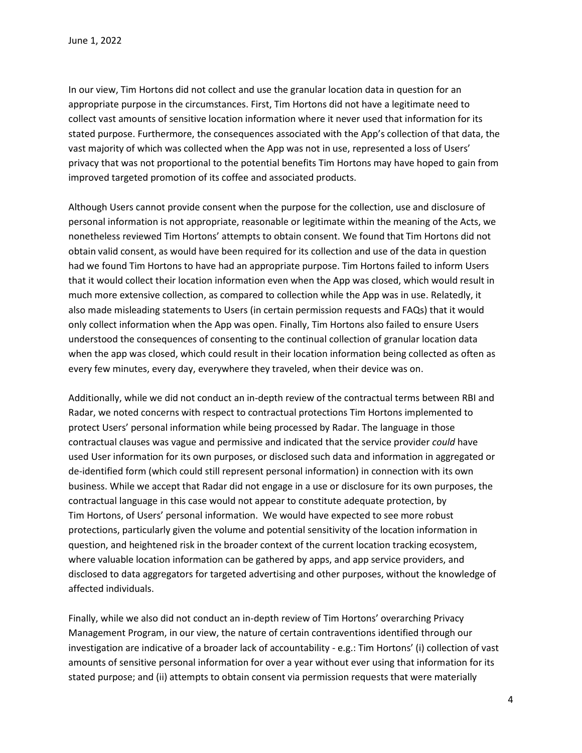In our view, Tim Hortons did not collect and use the granular location data in question for an appropriate purpose in the circumstances. First, Tim Hortons did not have a legitimate need to collect vast amounts of sensitive location information where it never used that information for its stated purpose. Furthermore, the consequences associated with the App's collection of that data, the vast majority of which was collected when the App was not in use, represented a loss of Users' privacy that was not proportional to the potential benefits Tim Hortons may have hoped to gain from improved targeted promotion of its coffee and associated products.

Although Users cannot provide consent when the purpose for the collection, use and disclosure of personal information is not appropriate, reasonable or legitimate within the meaning of the Acts, we nonetheless reviewed Tim Hortons' attempts to obtain consent. We found that Tim Hortons did not obtain valid consent, as would have been required for its collection and use of the data in question had we found Tim Hortons to have had an appropriate purpose. Tim Hortons failed to inform Users that it would collect their location information even when the App was closed, which would result in much more extensive collection, as compared to collection while the App was in use. Relatedly, it also made misleading statements to Users (in certain permission requests and FAQs) that it would only collect information when the App was open. Finally, Tim Hortons also failed to ensure Users understood the consequences of consenting to the continual collection of granular location data when the app was closed, which could result in their location information being collected as often as every few minutes, every day, everywhere they traveled, when their device was on.

Additionally, while we did not conduct an in-depth review of the contractual terms between RBI and Radar, we noted concerns with respect to contractual protections Tim Hortons implemented to protect Users' personal information while being processed by Radar. The language in those contractual clauses was vague and permissive and indicated that the service provider *could* have used User information for its own purposes, or disclosed such data and information in aggregated or de-identified form (which could still represent personal information) in connection with its own business. While we accept that Radar did not engage in a use or disclosure for its own purposes, the contractual language in this case would not appear to constitute adequate protection, by Tim Hortons, of Users' personal information. We would have expected to see more robust protections, particularly given the volume and potential sensitivity of the location information in question, and heightened risk in the broader context of the current location tracking ecosystem, where valuable location information can be gathered by apps, and app service providers, and disclosed to data aggregators for targeted advertising and other purposes, without the knowledge of affected individuals.

Finally, while we also did not conduct an in-depth review of Tim Hortons' overarching Privacy Management Program, in our view, the nature of certain contraventions identified through our investigation are indicative of a broader lack of accountability - e.g.: Tim Hortons' (i) collection of vast amounts of sensitive personal information for over a year without ever using that information for its stated purpose; and (ii) attempts to obtain consent via permission requests that were materially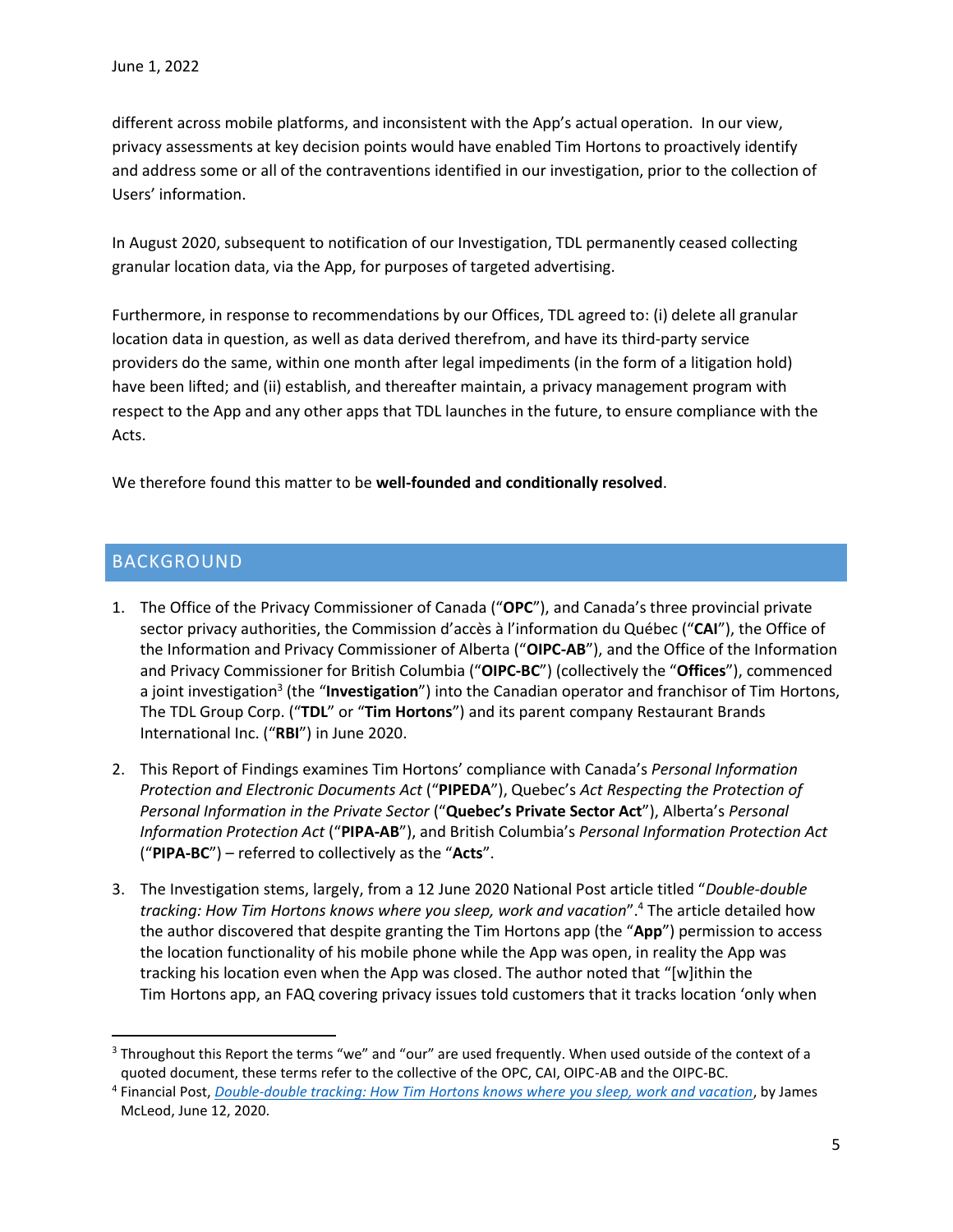different across mobile platforms, and inconsistent with the App's actual operation. In our view, privacy assessments at key decision points would have enabled Tim Hortons to proactively identify and address some or all of the contraventions identified in our investigation, prior to the collection of Users' information.

In August 2020, subsequent to notification of our Investigation, TDL permanently ceased collecting granular location data, via the App, for purposes of targeted advertising.

Furthermore, in response to recommendations by our Offices, TDL agreed to: (i) delete all granular location data in question, as well as data derived therefrom, and have its third-party service providers do the same, within one month after legal impediments (in the form of a litigation hold) have been lifted; and (ii) establish, and thereafter maintain, a privacy management program with respect to the App and any other apps that TDL launches in the future, to ensure compliance with the Acts.

We therefore found this matter to be **well-founded and conditionally resolved**.

## BACKGROUND

1. The Office of the Privacy Commissioner of Canada ("**OPC**"), and Canada's three provincial private sector privacy authorities, the Commission d'accès à l'information du Québec ("**CAI**"), the Office of the Information and Privacy Commissioner of Alberta ("**OIPC-AB**"), and the Office of the Information and Privacy Commissioner for British Columbia ("**OIPC-BC**") (collectively the "**Offices**"), commenced a joint investigation[3] (the "**Investigation**") into the Canadian operator and franchisor of Tim Hortons, The TDL Group Corp. ("**TDL**" or "**Tim Hortons**") and its parent company Restaurant Brands International Inc. ("**RBI**") in June 2020.

2. This Report of Findings examines Tim Hortons' compliance with Canada's *Personal Information Protection and Electronic Documents Act* ("**PIPEDA**"), Quebec's *Act Respecting the Protection of Personal Information in the Private Sector* ("**Quebec's Private Sector Act**"), Alberta's *Personal Information Protection Act* ("**PIPA-AB**"), and British Columbia's *Personal Information Protection Act* ("**PIPA-BC**") – referred to collectively as the "**Acts**".

3. The Investigation stems, largely, from a 12 June 2020 National Post article titled "*Double-double tracking: How Tim Hortons knows where you sleep, work and vacation*".[4] The article detailed how the author discovered that despite granting the Tim Hortons app (the "**App**") permission to access the location functionality of his mobile phone while the App was open, in reality the App was tracking his location even when the App was closed. The author noted that "[w]ithin the Tim Hortons app, an FAQ covering privacy issues told customers that it tracks location 'only when

---

[3] Throughout this Report the terms "we" and "our" are used frequently. When used outside of the context of a quoted document, these terms refer to the collective of the OPC, CAI, OIPC-AB and the OIPC-BC.

[4] Financial Post, *Double-double tracking: How Tim Hortons knows where you sleep, work and vacation*, by James McLeod, June 12, 2020.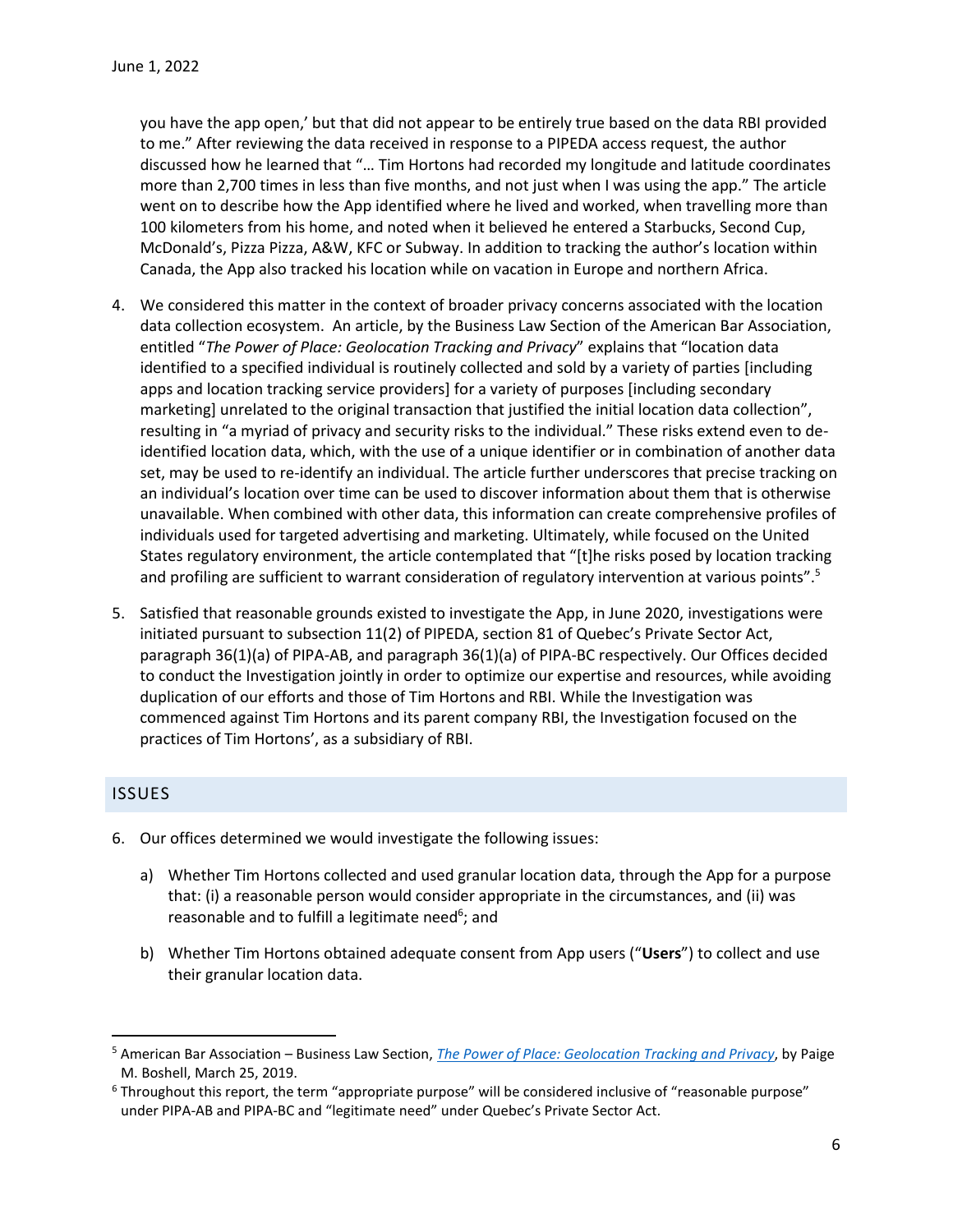you have the app open,' but that did not appear to be entirely true based on the data RBI provided to me." After reviewing the data received in response to a PIPEDA access request, the author discussed how he learned that "… Tim Hortons had recorded my longitude and latitude coordinates more than 2,700 times in less than five months, and not just when I was using the app." The article went on to describe how the App identified where he lived and worked, when travelling more than 100 kilometers from his home, and noted when it believed he entered a Starbucks, Second Cup, McDonald's, Pizza Pizza, A&W, KFC or Subway. In addition to tracking the author's location within Canada, the App also tracked his location while on vacation in Europe and northern Africa.

4. We considered this matter in the context of broader privacy concerns associated with the location data collection ecosystem. An article, by the Business Law Section of the American Bar Association, entitled "*The Power of Place: Geolocation Tracking and Privacy*" explains that "location data identified to a specified individual is routinely collected and sold by a variety of parties [including apps and location tracking service providers] for a variety of purposes [including secondary marketing] unrelated to the original transaction that justified the initial location data collection", resulting in "a myriad of privacy and security risks to the individual." These risks extend even to de-identified location data, which, with the use of a unique identifier or in combination of another data set, may be used to re-identify an individual. The article further underscores that precise tracking on an individual's location over time can be used to discover information about them that is otherwise unavailable. When combined with other data, this information can create comprehensive profiles of individuals used for targeted advertising and marketing. Ultimately, while focused on the United States regulatory environment, the article contemplated that "[t]he risks posed by location tracking and profiling are sufficient to warrant consideration of regulatory intervention at various points".[5]

5. Satisfied that reasonable grounds existed to investigate the App, in June 2020, investigations were initiated pursuant to subsection 11(2) of PIPEDA, section 81 of Quebec's Private Sector Act, paragraph 36(1)(a) of PIPA-AB, and paragraph 36(1)(a) of PIPA-BC respectively. Our Offices decided to conduct the Investigation jointly in order to optimize our expertise and resources, while avoiding duplication of our efforts and those of Tim Hortons and RBI. While the Investigation was commenced against Tim Hortons and its parent company RBI, the Investigation focused on the practices of Tim Hortons', as a subsidiary of RBI.

## ISSUES

6. Our offices determined we would investigate the following issues:

   a) Whether Tim Hortons collected and used granular location data, through the App for a purpose that: (i) a reasonable person would consider appropriate in the circumstances, and (ii) was reasonable and to fulfill a legitimate need[6]; and

   b) Whether Tim Hortons obtained adequate consent from App users ("**Users**") to collect and use their granular location data.

---

[5] American Bar Association – Business Law Section, *The Power of Place: Geolocation Tracking and Privacy*, by Paige M. Boshell, March 25, 2019.

[6] Throughout this report, the term "appropriate purpose" will be considered inclusive of "reasonable purpose" under PIPA-AB and PIPA-BC and "legitimate need" under Quebec's Private Sector Act.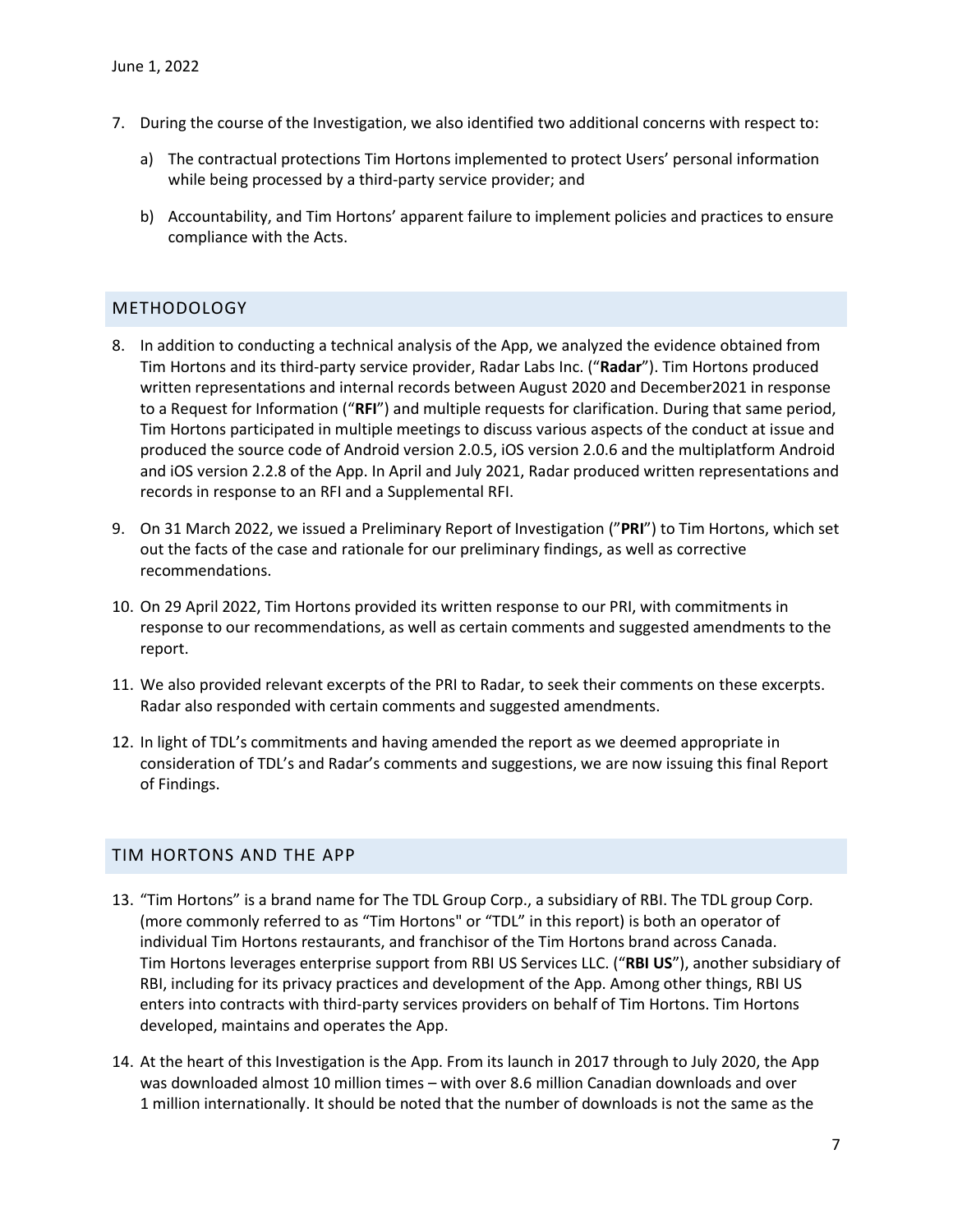7. During the course of the Investigation, we also identified two additional concerns with respect to:

   a) The contractual protections Tim Hortons implemented to protect Users' personal information while being processed by a third-party service provider; and

   b) Accountability, and Tim Hortons' apparent failure to implement policies and practices to ensure compliance with the Acts.

## METHODOLOGY

8. In addition to conducting a technical analysis of the App, we analyzed the evidence obtained from Tim Hortons and its third-party service provider, Radar Labs Inc. ("**Radar**"). Tim Hortons produced written representations and internal records between August 2020 and December2021 in response to a Request for Information ("**RFI**") and multiple requests for clarification. During that same period, Tim Hortons participated in multiple meetings to discuss various aspects of the conduct at issue and produced the source code of Android version 2.0.5, iOS version 2.0.6 and the multiplatform Android and iOS version 2.2.8 of the App. In April and July 2021, Radar produced written representations and records in response to an RFI and a Supplemental RFI.

9. On 31 March 2022, we issued a Preliminary Report of Investigation ("**PRI**") to Tim Hortons, which set out the facts of the case and rationale for our preliminary findings, as well as corrective recommendations.

10. On 29 April 2022, Tim Hortons provided its written response to our PRI, with commitments in response to our recommendations, as well as certain comments and suggested amendments to the report.

11. We also provided relevant excerpts of the PRI to Radar, to seek their comments on these excerpts. Radar also responded with certain comments and suggested amendments.

12. In light of TDL's commitments and having amended the report as we deemed appropriate in consideration of TDL's and Radar's comments and suggestions, we are now issuing this final Report of Findings.

## TIM HORTONS AND THE APP

13. "Tim Hortons" is a brand name for The TDL Group Corp., a subsidiary of RBI. The TDL group Corp. (more commonly referred to as "Tim Hortons" or "TDL" in this report) is both an operator of individual Tim Hortons restaurants, and franchisor of the Tim Hortons brand across Canada. Tim Hortons leverages enterprise support from RBI US Services LLC. ("**RBI US**"), another subsidiary of RBI, including for its privacy practices and development of the App. Among other things, RBI US enters into contracts with third-party services providers on behalf of Tim Hortons. Tim Hortons developed, maintains and operates the App.

14. At the heart of this Investigation is the App. From its launch in 2017 through to July 2020, the App was downloaded almost 10 million times – with over 8.6 million Canadian downloads and over 1 million internationally. It should be noted that the number of downloads is not the same as the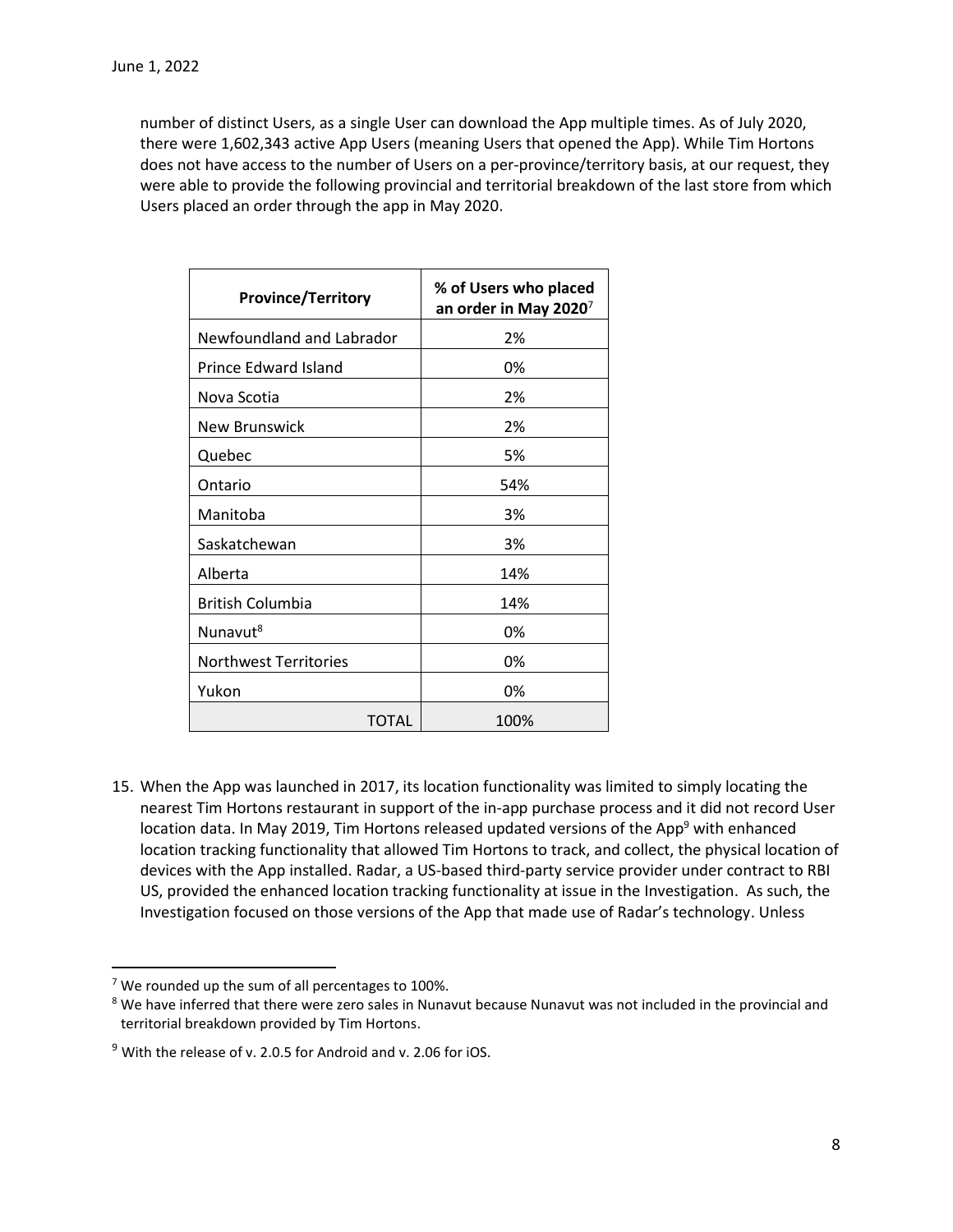number of distinct Users, as a single User can download the App multiple times. As of July 2020, there were 1,602,343 active App Users (meaning Users that opened the App). While Tim Hortons does not have access to the number of Users on a per-province/territory basis, at our request, they were able to provide the following provincial and territorial breakdown of the last store from which Users placed an order through the app in May 2020.

| Province/Territory | % of Users who placed an order in May 2020[7] |
|---|---|
| Newfoundland and Labrador | 2% |
| Prince Edward Island | 0% |
| Nova Scotia | 2% |
| New Brunswick | 2% |
| Quebec | 5% |
| Ontario | 54% |
| Manitoba | 3% |
| Saskatchewan | 3% |
| Alberta | 14% |
| British Columbia | 14% |
| Nunavut[8] | 0% |
| Northwest Territories | 0% |
| Yukon | 0% |
| TOTAL | 100% |

15. When the App was launched in 2017, its location functionality was limited to simply locating the nearest Tim Hortons restaurant in support of the in-app purchase process and it did not record User location data. In May 2019, Tim Hortons released updated versions of the App[9] with enhanced location tracking functionality that allowed Tim Hortons to track, and collect, the physical location of devices with the App installed. Radar, a US-based third-party service provider under contract to RBI US, provided the enhanced location tracking functionality at issue in the Investigation. As such, the Investigation focused on those versions of the App that made use of Radar's technology. Unless

[7] We rounded up the sum of all percentages to 100%.

[8] We have inferred that there were zero sales in Nunavut because Nunavut was not included in the provincial and territorial breakdown provided by Tim Hortons.

[9] With the release of v. 2.0.5 for Android and v. 2.06 for iOS.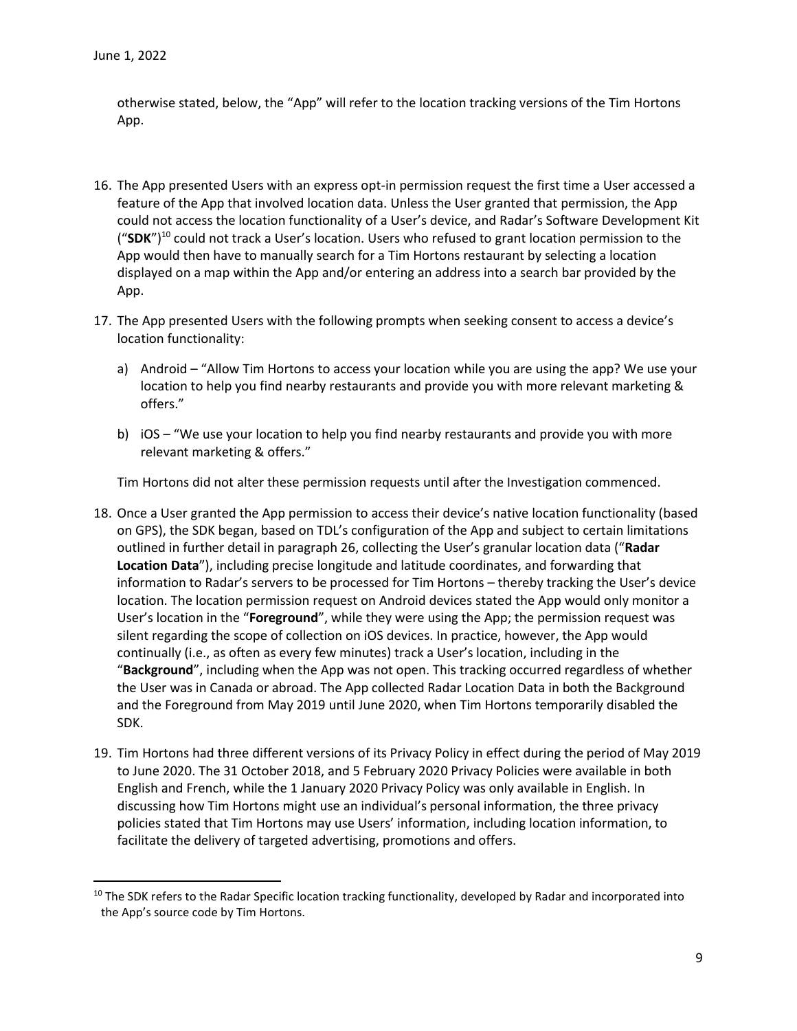otherwise stated, below, the "App" will refer to the location tracking versions of the Tim Hortons App.

16. The App presented Users with an express opt-in permission request the first time a User accessed a feature of the App that involved location data. Unless the User granted that permission, the App could not access the location functionality of a User's device, and Radar's Software Development Kit ("**SDK**")[10] could not track a User's location. Users who refused to grant location permission to the App would then have to manually search for a Tim Hortons restaurant by selecting a location displayed on a map within the App and/or entering an address into a search bar provided by the App.

17. The App presented Users with the following prompts when seeking consent to access a device's location functionality:

    a) Android – "Allow Tim Hortons to access your location while you are using the app? We use your location to help you find nearby restaurants and provide you with more relevant marketing & offers."

    b) iOS – "We use your location to help you find nearby restaurants and provide you with more relevant marketing & offers."

    Tim Hortons did not alter these permission requests until after the Investigation commenced.

18. Once a User granted the App permission to access their device's native location functionality (based on GPS), the SDK began, based on TDL's configuration of the App and subject to certain limitations outlined in further detail in paragraph 26, collecting the User's granular location data ("**Radar Location Data**"), including precise longitude and latitude coordinates, and forwarding that information to Radar's servers to be processed for Tim Hortons – thereby tracking the User's device location. The location permission request on Android devices stated the App would only monitor a User's location in the "**Foreground**", while they were using the App; the permission request was silent regarding the scope of collection on iOS devices. In practice, however, the App would continually (i.e., as often as every few minutes) track a User's location, including in the "**Background**", including when the App was not open. This tracking occurred regardless of whether the User was in Canada or abroad. The App collected Radar Location Data in both the Background and the Foreground from May 2019 until June 2020, when Tim Hortons temporarily disabled the SDK.

19. Tim Hortons had three different versions of its Privacy Policy in effect during the period of May 2019 to June 2020. The 31 October 2018, and 5 February 2020 Privacy Policies were available in both English and French, while the 1 January 2020 Privacy Policy was only available in English. In discussing how Tim Hortons might use an individual's personal information, the three privacy policies stated that Tim Hortons may use Users' information, including location information, to facilitate the delivery of targeted advertising, promotions and offers.

[10] The SDK refers to the Radar Specific location tracking functionality, developed by Radar and incorporated into the App's source code by Tim Hortons.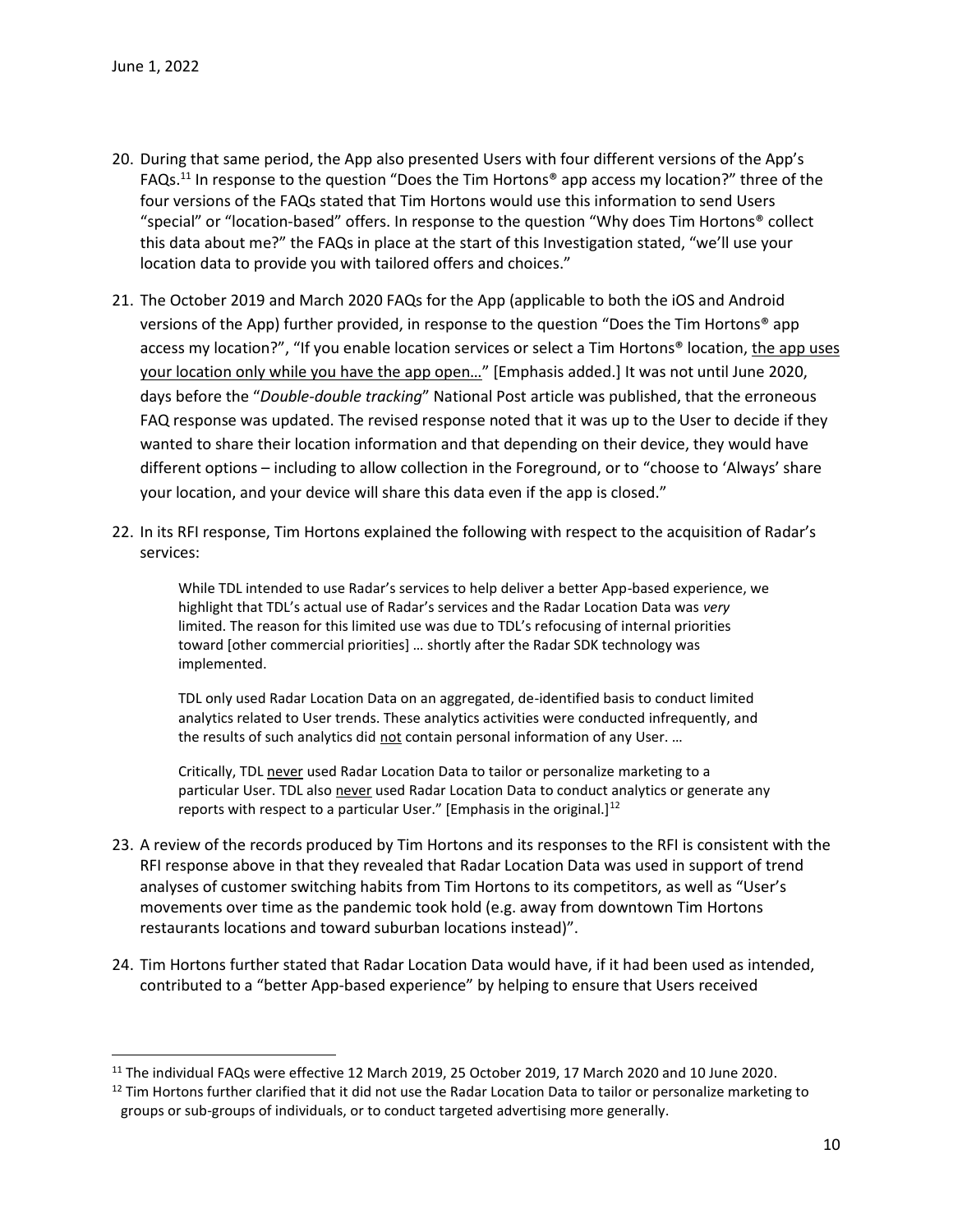20. During that same period, the App also presented Users with four different versions of the App's FAQs.[11] In response to the question "Does the Tim Hortons® app access my location?" three of the four versions of the FAQs stated that Tim Hortons would use this information to send Users "special" or "location-based" offers. In response to the question "Why does Tim Hortons® collect this data about me?" the FAQs in place at the start of this Investigation stated, "we'll use your location data to provide you with tailored offers and choices."

21. The October 2019 and March 2020 FAQs for the App (applicable to both the iOS and Android versions of the App) further provided, in response to the question "Does the Tim Hortons® app access my location?", "If you enable location services or select a Tim Hortons® location, <u>the app uses your location only while you have the app open…</u>" [Emphasis added.] It was not until June 2020, days before the "*Double-double tracking*" National Post article was published, that the erroneous FAQ response was updated. The revised response noted that it was up to the User to decide if they wanted to share their location information and that depending on their device, they would have different options – including to allow collection in the Foreground, or to "choose to 'Always' share your location, and your device will share this data even if the app is closed."

22. In its RFI response, Tim Hortons explained the following with respect to the acquisition of Radar's services:

> While TDL intended to use Radar's services to help deliver a better App-based experience, we highlight that TDL's actual use of Radar's services and the Radar Location Data was *very* limited. The reason for this limited use was due to TDL's refocusing of internal priorities toward [other commercial priorities] … shortly after the Radar SDK technology was implemented.
>
> TDL only used Radar Location Data on an aggregated, de-identified basis to conduct limited analytics related to User trends. These analytics activities were conducted infrequently, and the results of such analytics did <u>not</u> contain personal information of any User. …
>
> Critically, TDL <u>never</u> used Radar Location Data to tailor or personalize marketing to a particular User. TDL also <u>never</u> used Radar Location Data to conduct analytics or generate any reports with respect to a particular User." [Emphasis in the original.][12]

23. A review of the records produced by Tim Hortons and its responses to the RFI is consistent with the RFI response above in that they revealed that Radar Location Data was used in support of trend analyses of customer switching habits from Tim Hortons to its competitors, as well as "User's movements over time as the pandemic took hold (e.g. away from downtown Tim Hortons restaurants locations and toward suburban locations instead)".

24. Tim Hortons further stated that Radar Location Data would have, if it had been used as intended, contributed to a "better App-based experience" by helping to ensure that Users received

---

[11] The individual FAQs were effective 12 March 2019, 25 October 2019, 17 March 2020 and 10 June 2020.

[12] Tim Hortons further clarified that it did not use the Radar Location Data to tailor or personalize marketing to groups or sub-groups of individuals, or to conduct targeted advertising more generally.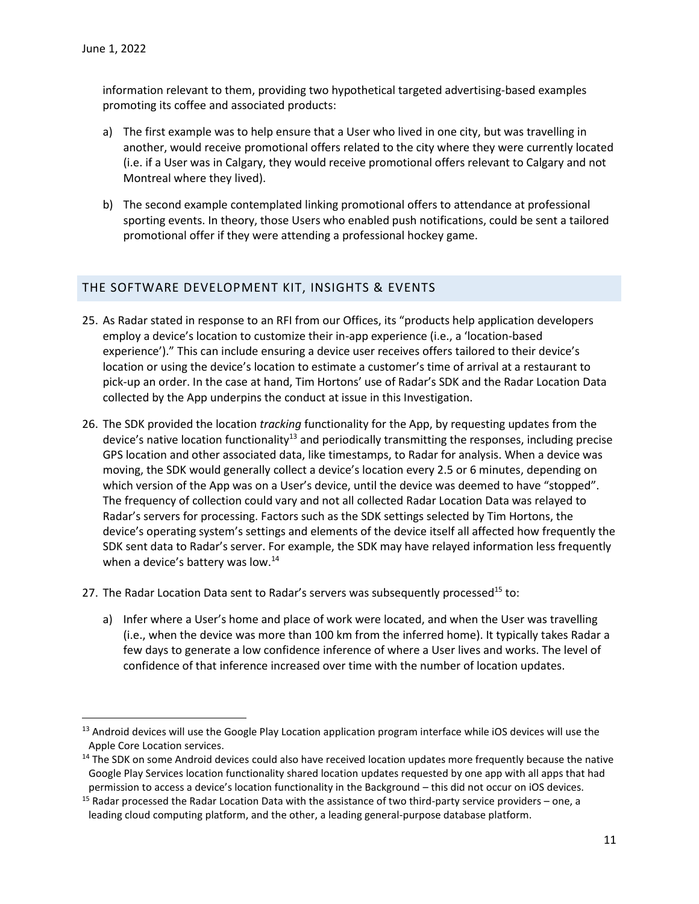information relevant to them, providing two hypothetical targeted advertising-based examples promoting its coffee and associated products:

a) The first example was to help ensure that a User who lived in one city, but was travelling in another, would receive promotional offers related to the city where they were currently located (i.e. if a User was in Calgary, they would receive promotional offers relevant to Calgary and not Montreal where they lived).

b) The second example contemplated linking promotional offers to attendance at professional sporting events. In theory, those Users who enabled push notifications, could be sent a tailored promotional offer if they were attending a professional hockey game.

## THE SOFTWARE DEVELOPMENT KIT, INSIGHTS & EVENTS

25. As Radar stated in response to an RFI from our Offices, its "products help application developers employ a device's location to customize their in-app experience (i.e., a 'location-based experience')." This can include ensuring a device user receives offers tailored to their device's location or using the device's location to estimate a customer's time of arrival at a restaurant to pick-up an order. In the case at hand, Tim Hortons' use of Radar's SDK and the Radar Location Data collected by the App underpins the conduct at issue in this Investigation.

26. The SDK provided the location *tracking* functionality for the App, by requesting updates from the device's native location functionality[13] and periodically transmitting the responses, including precise GPS location and other associated data, like timestamps, to Radar for analysis. When a device was moving, the SDK would generally collect a device's location every 2.5 or 6 minutes, depending on which version of the App was on a User's device, until the device was deemed to have "stopped". The frequency of collection could vary and not all collected Radar Location Data was relayed to Radar's servers for processing. Factors such as the SDK settings selected by Tim Hortons, the device's operating system's settings and elements of the device itself all affected how frequently the SDK sent data to Radar's server. For example, the SDK may have relayed information less frequently when a device's battery was low.[14]

27. The Radar Location Data sent to Radar's servers was subsequently processed[15] to:

    a) Infer where a User's home and place of work were located, and when the User was travelling (i.e., when the device was more than 100 km from the inferred home). It typically takes Radar a few days to generate a low confidence inference of where a User lives and works. The level of confidence of that inference increased over time with the number of location updates.

---

[13] Android devices will use the Google Play Location application program interface while iOS devices will use the Apple Core Location services.

[14] The SDK on some Android devices could also have received location updates more frequently because the native Google Play Services location functionality shared location updates requested by one app with all apps that had permission to access a device's location functionality in the Background – this did not occur on iOS devices.

[15] Radar processed the Radar Location Data with the assistance of two third-party service providers – one, a leading cloud computing platform, and the other, a leading general-purpose database platform.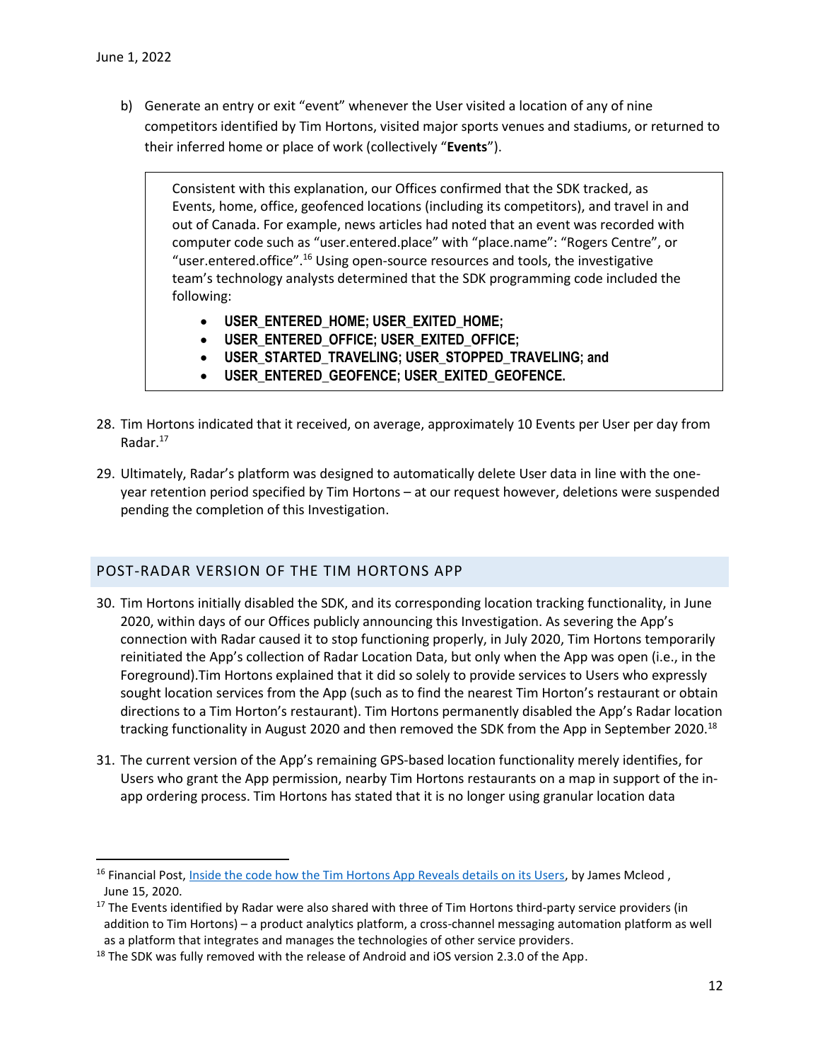b) Generate an entry or exit "event" whenever the User visited a location of any of nine competitors identified by Tim Hortons, visited major sports venues and stadiums, or returned to their inferred home or place of work (collectively "**Events**").

> Consistent with this explanation, our Offices confirmed that the SDK tracked, as Events, home, office, geofenced locations (including its competitors), and travel in and out of Canada. For example, news articles had noted that an event was recorded with computer code such as "user.entered.place" with "place.name": "Rogers Centre", or "user.entered.office".[16] Using open-source resources and tools, the investigative team's technology analysts determined that the SDK programming code included the following:
>
> - **USER_ENTERED_HOME; USER_EXITED_HOME;**
> - **USER_ENTERED_OFFICE; USER_EXITED_OFFICE;**
> - **USER_STARTED_TRAVELING; USER_STOPPED_TRAVELING; and**
> - **USER_ENTERED_GEOFENCE; USER_EXITED_GEOFENCE.**

28. Tim Hortons indicated that it received, on average, approximately 10 Events per User per day from Radar.[17]

29. Ultimately, Radar's platform was designed to automatically delete User data in line with the one-year retention period specified by Tim Hortons – at our request however, deletions were suspended pending the completion of this Investigation.

## POST-RADAR VERSION OF THE TIM HORTONS APP

30. Tim Hortons initially disabled the SDK, and its corresponding location tracking functionality, in June 2020, within days of our Offices publicly announcing this Investigation. As severing the App's connection with Radar caused it to stop functioning properly, in July 2020, Tim Hortons temporarily reinitiated the App's collection of Radar Location Data, but only when the App was open (i.e., in the Foreground).Tim Hortons explained that it did so solely to provide services to Users who expressly sought location services from the App (such as to find the nearest Tim Horton's restaurant or obtain directions to a Tim Horton's restaurant). Tim Hortons permanently disabled the App's Radar location tracking functionality in August 2020 and then removed the SDK from the App in September 2020.[18]

31. The current version of the App's remaining GPS-based location functionality merely identifies, for Users who grant the App permission, nearby Tim Hortons restaurants on a map in support of the in-app ordering process. Tim Hortons has stated that it is no longer using granular location data

---

[16] Financial Post, [Inside the code how the Tim Hortons App Reveals details on its Users](), by James Mcleod , June 15, 2020.

[17] The Events identified by Radar were also shared with three of Tim Hortons third-party service providers (in addition to Tim Hortons) – a product analytics platform, a cross-channel messaging automation platform as well as a platform that integrates and manages the technologies of other service providers.

[18] The SDK was fully removed with the release of Android and iOS version 2.3.0 of the App.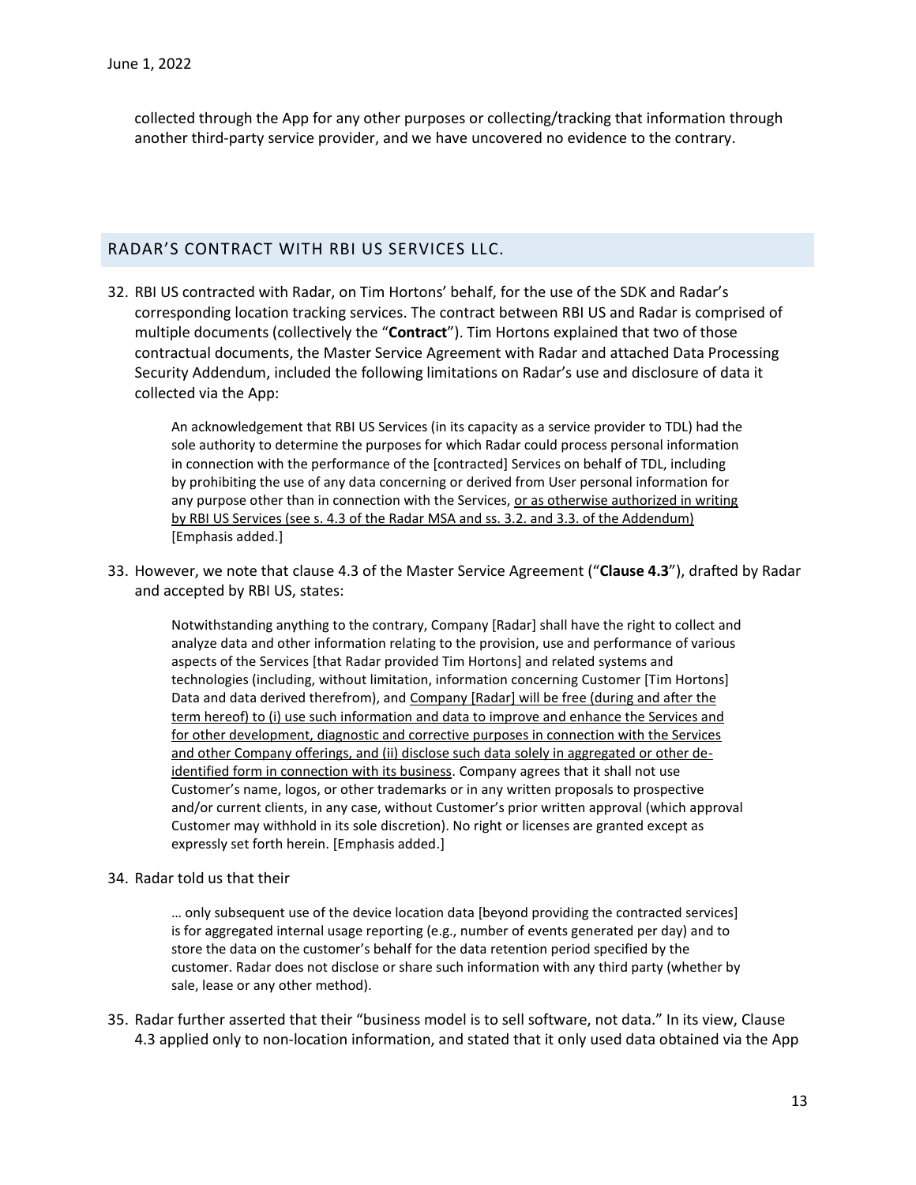collected through the App for any other purposes or collecting/tracking that information through another third-party service provider, and we have uncovered no evidence to the contrary.

## RADAR'S CONTRACT WITH RBI US SERVICES LLC.

32. RBI US contracted with Radar, on Tim Hortons' behalf, for the use of the SDK and Radar's corresponding location tracking services. The contract between RBI US and Radar is comprised of multiple documents (collectively the "**Contract**"). Tim Hortons explained that two of those contractual documents, the Master Service Agreement with Radar and attached Data Processing Security Addendum, included the following limitations on Radar's use and disclosure of data it collected via the App:

    > An acknowledgement that RBI US Services (in its capacity as a service provider to TDL) had the sole authority to determine the purposes for which Radar could process personal information in connection with the performance of the [contracted] Services on behalf of TDL, including by prohibiting the use of any data concerning or derived from User personal information for any purpose other than in connection with the Services, <u>or as otherwise authorized in writing by RBI US Services (see s. 4.3 of the Radar MSA and ss. 3.2. and 3.3. of the Addendum)</u> [Emphasis added.]

33. However, we note that clause 4.3 of the Master Service Agreement ("**Clause 4.3**"), drafted by Radar and accepted by RBI US, states:

    > Notwithstanding anything to the contrary, Company [Radar] shall have the right to collect and analyze data and other information relating to the provision, use and performance of various aspects of the Services [that Radar provided Tim Hortons] and related systems and technologies (including, without limitation, information concerning Customer [Tim Hortons] Data and data derived therefrom), and <u>Company [Radar] will be free (during and after the term hereof) to (i) use such information and data to improve and enhance the Services and for other development, diagnostic and corrective purposes in connection with the Services and other Company offerings, and (ii) disclose such data solely in aggregated or other de-identified form in connection with its business</u>. Company agrees that it shall not use Customer's name, logos, or other trademarks or in any written proposals to prospective and/or current clients, in any case, without Customer's prior written approval (which approval Customer may withhold in its sole discretion). No right or licenses are granted except as expressly set forth herein. [Emphasis added.]

34. Radar told us that their

    > … only subsequent use of the device location data [beyond providing the contracted services] is for aggregated internal usage reporting (e.g., number of events generated per day) and to store the data on the customer's behalf for the data retention period specified by the customer. Radar does not disclose or share such information with any third party (whether by sale, lease or any other method).

35. Radar further asserted that their "business model is to sell software, not data." In its view, Clause 4.3 applied only to non-location information, and stated that it only used data obtained via the App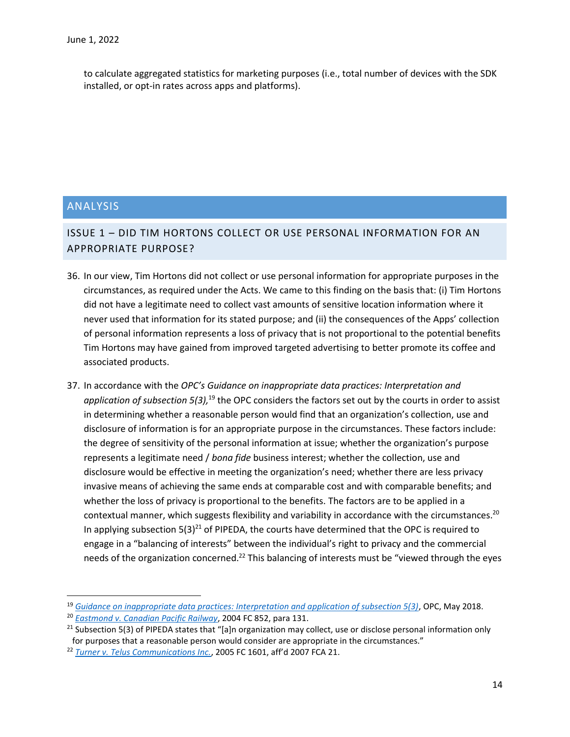to calculate aggregated statistics for marketing purposes (i.e., total number of devices with the SDK installed, or opt-in rates across apps and platforms).

## ANALYSIS

### ISSUE 1 – DID TIM HORTONS COLLECT OR USE PERSONAL INFORMATION FOR AN APPROPRIATE PURPOSE?

36. In our view, Tim Hortons did not collect or use personal information for appropriate purposes in the circumstances, as required under the Acts. We came to this finding on the basis that: (i) Tim Hortons did not have a legitimate need to collect vast amounts of sensitive location information where it never used that information for its stated purpose; and (ii) the consequences of the Apps' collection of personal information represents a loss of privacy that is not proportional to the potential benefits Tim Hortons may have gained from improved targeted advertising to better promote its coffee and associated products.

37. In accordance with the *OPC's Guidance on inappropriate data practices: Interpretation and application of subsection 5(3),*[19] the OPC considers the factors set out by the courts in order to assist in determining whether a reasonable person would find that an organization's collection, use and disclosure of information is for an appropriate purpose in the circumstances. These factors include: the degree of sensitivity of the personal information at issue; whether the organization's purpose represents a legitimate need / *bona fide* business interest; whether the collection, use and disclosure would be effective in meeting the organization's need; whether there are less privacy invasive means of achieving the same ends at comparable cost and with comparable benefits; and whether the loss of privacy is proportional to the benefits. The factors are to be applied in a contextual manner, which suggests flexibility and variability in accordance with the circumstances.[20] In applying subsection 5(3)[21] of PIPEDA, the courts have determined that the OPC is required to engage in a "balancing of interests" between the individual's right to privacy and the commercial needs of the organization concerned.[22] This balancing of interests must be "viewed through the eyes

---

[19] *Guidance on inappropriate data practices: Interpretation and application of subsection 5(3)*, OPC, May 2018.

[20] *Eastmond v. Canadian Pacific Railway*, 2004 FC 852, para 131.

[21] Subsection 5(3) of PIPEDA states that "[a]n organization may collect, use or disclose personal information only for purposes that a reasonable person would consider are appropriate in the circumstances."

[22] *Turner v. Telus Communications Inc.*, 2005 FC 1601, aff'd 2007 FCA 21.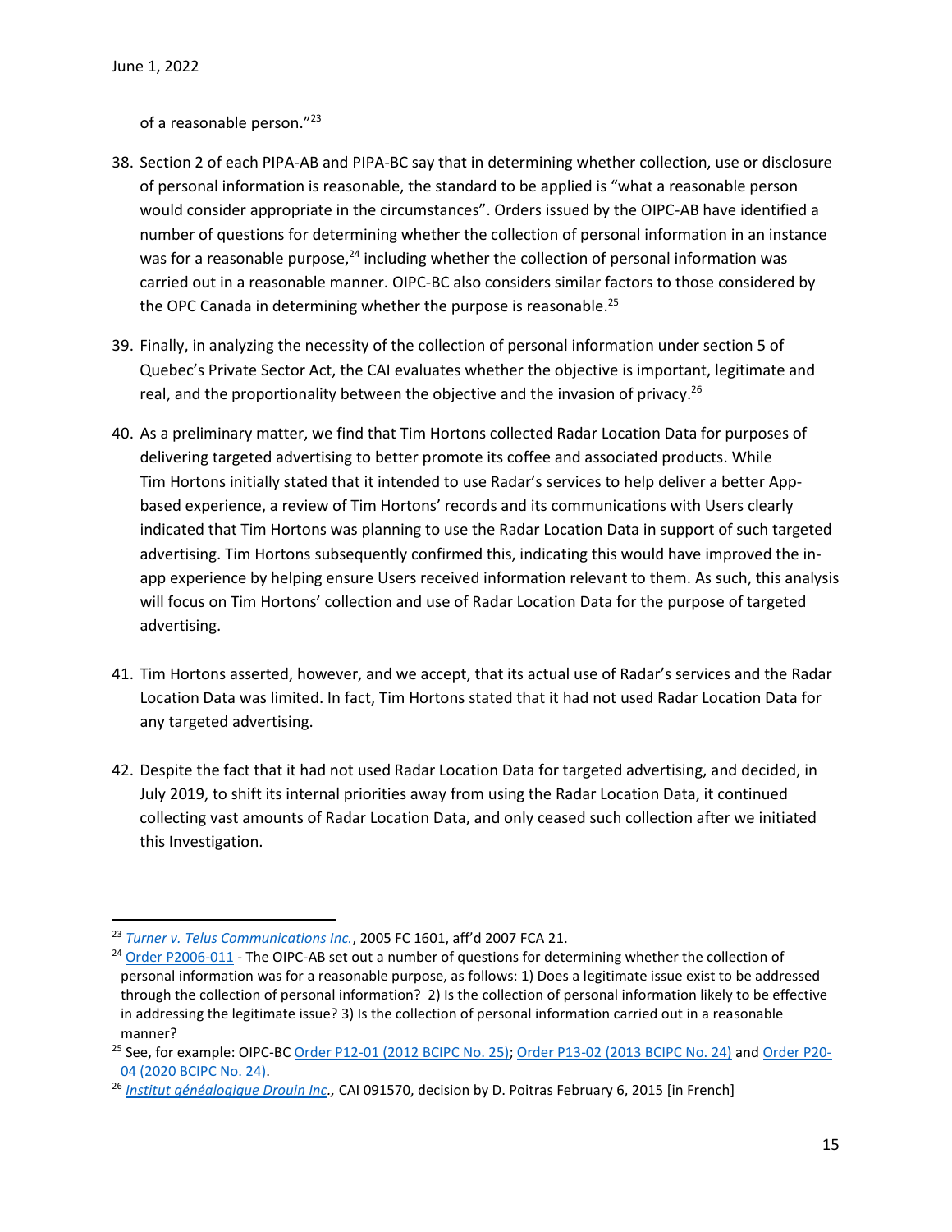of a reasonable person."[23]

38. Section 2 of each PIPA-AB and PIPA-BC say that in determining whether collection, use or disclosure of personal information is reasonable, the standard to be applied is "what a reasonable person would consider appropriate in the circumstances". Orders issued by the OIPC-AB have identified a number of questions for determining whether the collection of personal information in an instance was for a reasonable purpose,[24] including whether the collection of personal information was carried out in a reasonable manner. OIPC-BC also considers similar factors to those considered by the OPC Canada in determining whether the purpose is reasonable.[25]

39. Finally, in analyzing the necessity of the collection of personal information under section 5 of Quebec's Private Sector Act, the CAI evaluates whether the objective is important, legitimate and real, and the proportionality between the objective and the invasion of privacy.[26]

40. As a preliminary matter, we find that Tim Hortons collected Radar Location Data for purposes of delivering targeted advertising to better promote its coffee and associated products. While Tim Hortons initially stated that it intended to use Radar's services to help deliver a better App-based experience, a review of Tim Hortons' records and its communications with Users clearly indicated that Tim Hortons was planning to use the Radar Location Data in support of such targeted advertising. Tim Hortons subsequently confirmed this, indicating this would have improved the in-app experience by helping ensure Users received information relevant to them. As such, this analysis will focus on Tim Hortons' collection and use of Radar Location Data for the purpose of targeted advertising.

41. Tim Hortons asserted, however, and we accept, that its actual use of Radar's services and the Radar Location Data was limited. In fact, Tim Hortons stated that it had not used Radar Location Data for any targeted advertising.

42. Despite the fact that it had not used Radar Location Data for targeted advertising, and decided, in July 2019, to shift its internal priorities away from using the Radar Location Data, it continued collecting vast amounts of Radar Location Data, and only ceased such collection after we initiated this Investigation.

---

[23] *Turner v. Telus Communications Inc.*, 2005 FC 1601, aff'd 2007 FCA 21.

[24] Order P2006-011 - The OIPC-AB set out a number of questions for determining whether the collection of personal information was for a reasonable purpose, as follows: 1) Does a legitimate issue exist to be addressed through the collection of personal information? 2) Is the collection of personal information likely to be effective in addressing the legitimate issue? 3) Is the collection of personal information carried out in a reasonable manner?

[25] See, for example: OIPC-BC Order P12-01 (2012 BCIPC No. 25); Order P13-02 (2013 BCIPC No. 24) and Order P20-04 (2020 BCIPC No. 24).

[26] *Institut généalogique Drouin Inc.*, CAI 091570, decision by D. Poitras February 6, 2015 [in French]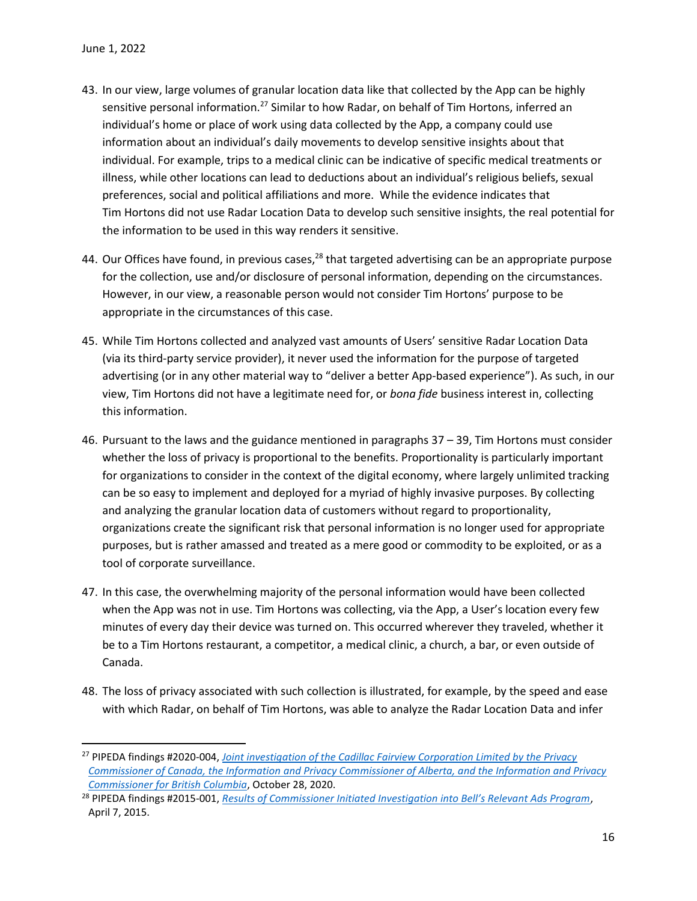43. In our view, large volumes of granular location data like that collected by the App can be highly sensitive personal information.[27] Similar to how Radar, on behalf of Tim Hortons, inferred an individual's home or place of work using data collected by the App, a company could use information about an individual's daily movements to develop sensitive insights about that individual. For example, trips to a medical clinic can be indicative of specific medical treatments or illness, while other locations can lead to deductions about an individual's religious beliefs, sexual preferences, social and political affiliations and more. While the evidence indicates that Tim Hortons did not use Radar Location Data to develop such sensitive insights, the real potential for the information to be used in this way renders it sensitive.

44. Our Offices have found, in previous cases,[28] that targeted advertising can be an appropriate purpose for the collection, use and/or disclosure of personal information, depending on the circumstances. However, in our view, a reasonable person would not consider Tim Hortons' purpose to be appropriate in the circumstances of this case.

45. While Tim Hortons collected and analyzed vast amounts of Users' sensitive Radar Location Data (via its third-party service provider), it never used the information for the purpose of targeted advertising (or in any other material way to "deliver a better App-based experience"). As such, in our view, Tim Hortons did not have a legitimate need for, or *bona fide* business interest in, collecting this information.

46. Pursuant to the laws and the guidance mentioned in paragraphs 37 – 39, Tim Hortons must consider whether the loss of privacy is proportional to the benefits. Proportionality is particularly important for organizations to consider in the context of the digital economy, where largely unlimited tracking can be so easy to implement and deployed for a myriad of highly invasive purposes. By collecting and analyzing the granular location data of customers without regard to proportionality, organizations create the significant risk that personal information is no longer used for appropriate purposes, but is rather amassed and treated as a mere good or commodity to be exploited, or as a tool of corporate surveillance.

47. In this case, the overwhelming majority of the personal information would have been collected when the App was not in use. Tim Hortons was collecting, via the App, a User's location every few minutes of every day their device was turned on. This occurred wherever they traveled, whether it be to a Tim Hortons restaurant, a competitor, a medical clinic, a church, a bar, or even outside of Canada.

48. The loss of privacy associated with such collection is illustrated, for example, by the speed and ease with which Radar, on behalf of Tim Hortons, was able to analyze the Radar Location Data and infer

---

[27] PIPEDA findings #2020-004, *Joint investigation of the Cadillac Fairview Corporation Limited by the Privacy Commissioner of Canada, the Information and Privacy Commissioner of Alberta, and the Information and Privacy Commissioner for British Columbia*, October 28, 2020.

[28] PIPEDA findings #2015-001, *Results of Commissioner Initiated Investigation into Bell's Relevant Ads Program*, April 7, 2015.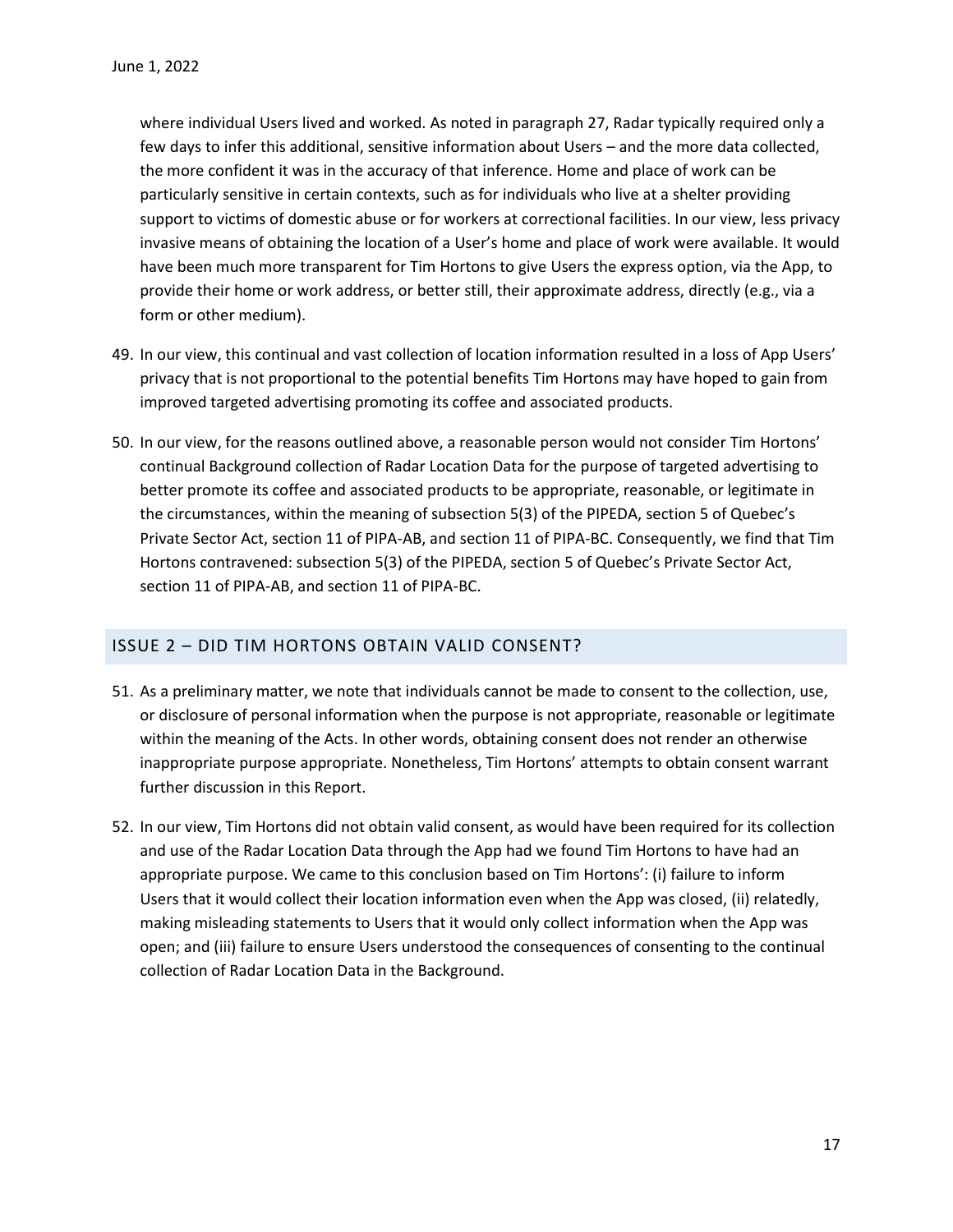where individual Users lived and worked. As noted in paragraph 27, Radar typically required only a few days to infer this additional, sensitive information about Users – and the more data collected, the more confident it was in the accuracy of that inference. Home and place of work can be particularly sensitive in certain contexts, such as for individuals who live at a shelter providing support to victims of domestic abuse or for workers at correctional facilities. In our view, less privacy invasive means of obtaining the location of a User's home and place of work were available. It would have been much more transparent for Tim Hortons to give Users the express option, via the App, to provide their home or work address, or better still, their approximate address, directly (e.g., via a form or other medium).

49. In our view, this continual and vast collection of location information resulted in a loss of App Users' privacy that is not proportional to the potential benefits Tim Hortons may have hoped to gain from improved targeted advertising promoting its coffee and associated products.

50. In our view, for the reasons outlined above, a reasonable person would not consider Tim Hortons' continual Background collection of Radar Location Data for the purpose of targeted advertising to better promote its coffee and associated products to be appropriate, reasonable, or legitimate in the circumstances, within the meaning of subsection 5(3) of the PIPEDA, section 5 of Quebec's Private Sector Act, section 11 of PIPA-AB, and section 11 of PIPA-BC. Consequently, we find that Tim Hortons contravened: subsection 5(3) of the PIPEDA, section 5 of Quebec's Private Sector Act, section 11 of PIPA-AB, and section 11 of PIPA-BC.

## ISSUE 2 – DID TIM HORTONS OBTAIN VALID CONSENT?

51. As a preliminary matter, we note that individuals cannot be made to consent to the collection, use, or disclosure of personal information when the purpose is not appropriate, reasonable or legitimate within the meaning of the Acts. In other words, obtaining consent does not render an otherwise inappropriate purpose appropriate. Nonetheless, Tim Hortons' attempts to obtain consent warrant further discussion in this Report.

52. In our view, Tim Hortons did not obtain valid consent, as would have been required for its collection and use of the Radar Location Data through the App had we found Tim Hortons to have had an appropriate purpose. We came to this conclusion based on Tim Hortons': (i) failure to inform Users that it would collect their location information even when the App was closed, (ii) relatedly, making misleading statements to Users that it would only collect information when the App was open; and (iii) failure to ensure Users understood the consequences of consenting to the continual collection of Radar Location Data in the Background.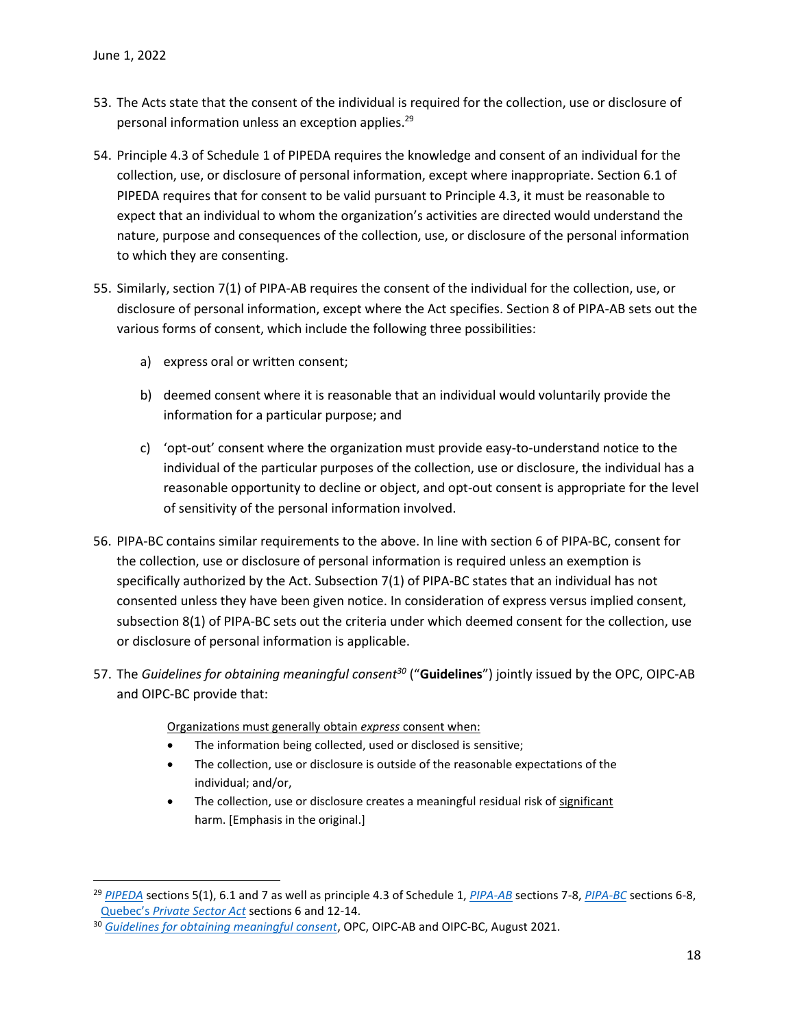53. The Acts state that the consent of the individual is required for the collection, use or disclosure of personal information unless an exception applies.[29]

54. Principle 4.3 of Schedule 1 of PIPEDA requires the knowledge and consent of an individual for the collection, use, or disclosure of personal information, except where inappropriate. Section 6.1 of PIPEDA requires that for consent to be valid pursuant to Principle 4.3, it must be reasonable to expect that an individual to whom the organization's activities are directed would understand the nature, purpose and consequences of the collection, use, or disclosure of the personal information to which they are consenting.

55. Similarly, section 7(1) of PIPA-AB requires the consent of the individual for the collection, use, or disclosure of personal information, except where the Act specifies. Section 8 of PIPA-AB sets out the various forms of consent, which include the following three possibilities:

    a) express oral or written consent;

    b) deemed consent where it is reasonable that an individual would voluntarily provide the information for a particular purpose; and

    c) 'opt-out' consent where the organization must provide easy-to-understand notice to the individual of the particular purposes of the collection, use or disclosure, the individual has a reasonable opportunity to decline or object, and opt-out consent is appropriate for the level of sensitivity of the personal information involved.

56. PIPA-BC contains similar requirements to the above. In line with section 6 of PIPA-BC, consent for the collection, use or disclosure of personal information is required unless an exemption is specifically authorized by the Act. Subsection 7(1) of PIPA-BC states that an individual has not consented unless they have been given notice. In consideration of express versus implied consent, subsection 8(1) of PIPA-BC sets out the criteria under which deemed consent for the collection, use or disclosure of personal information is applicable.

57. The *Guidelines for obtaining meaningful consent*[30] ("**Guidelines**") jointly issued by the OPC, OIPC-AB and OIPC-BC provide that:

    > <u>Organizations must generally obtain *express* consent when:</u>
    > - The information being collected, used or disclosed is sensitive;
    > - The collection, use or disclosure is outside of the reasonable expectations of the individual; and/or,
    > - The collection, use or disclosure creates a meaningful residual risk of <u>significant</u> harm. [Emphasis in the original.]

---

[29] *PIPEDA* sections 5(1), 6.1 and 7 as well as principle 4.3 of Schedule 1, *PIPA-AB* sections 7-8, *PIPA-BC* sections 6-8, Quebec's *Private Sector Act* sections 6 and 12-14.

[30] *Guidelines for obtaining meaningful consent*, OPC, OIPC-AB and OIPC-BC, August 2021.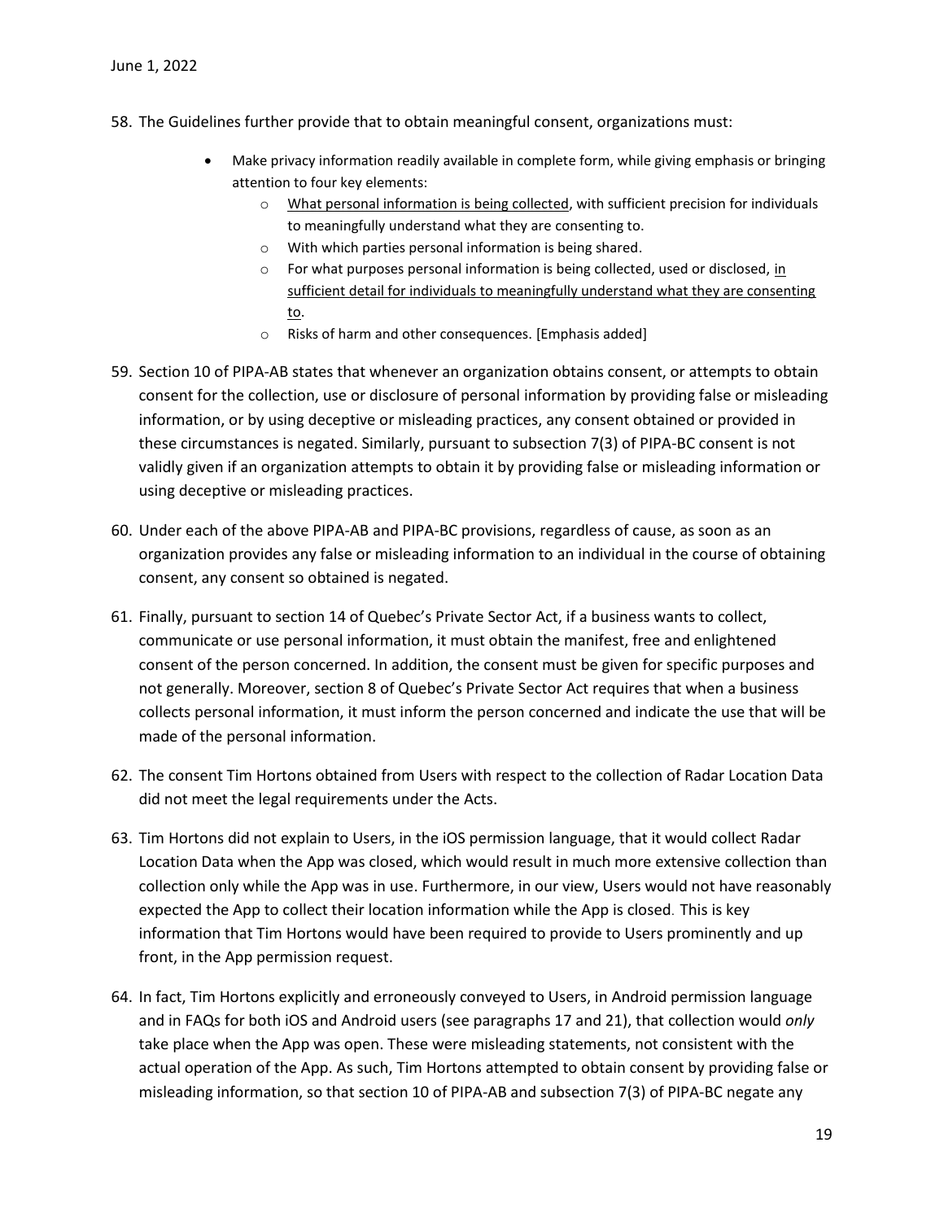58. The Guidelines further provide that to obtain meaningful consent, organizations must:

    - Make privacy information readily available in complete form, while giving emphasis or bringing attention to four key elements:
        - <u>What personal information is being collected</u>, with sufficient precision for individuals to meaningfully understand what they are consenting to.
        - With which parties personal information is being shared.
        - For what purposes personal information is being collected, used or disclosed, <u>in sufficient detail for individuals to meaningfully understand what they are consenting to</u>.
        - Risks of harm and other consequences. [Emphasis added]

59. Section 10 of PIPA-AB states that whenever an organization obtains consent, or attempts to obtain consent for the collection, use or disclosure of personal information by providing false or misleading information, or by using deceptive or misleading practices, any consent obtained or provided in these circumstances is negated. Similarly, pursuant to subsection 7(3) of PIPA-BC consent is not validly given if an organization attempts to obtain it by providing false or misleading information or using deceptive or misleading practices.

60. Under each of the above PIPA-AB and PIPA-BC provisions, regardless of cause, as soon as an organization provides any false or misleading information to an individual in the course of obtaining consent, any consent so obtained is negated.

61. Finally, pursuant to section 14 of Quebec's Private Sector Act, if a business wants to collect, communicate or use personal information, it must obtain the manifest, free and enlightened consent of the person concerned. In addition, the consent must be given for specific purposes and not generally. Moreover, section 8 of Quebec's Private Sector Act requires that when a business collects personal information, it must inform the person concerned and indicate the use that will be made of the personal information.

62. The consent Tim Hortons obtained from Users with respect to the collection of Radar Location Data did not meet the legal requirements under the Acts.

63. Tim Hortons did not explain to Users, in the iOS permission language, that it would collect Radar Location Data when the App was closed, which would result in much more extensive collection than collection only while the App was in use. Furthermore, in our view, Users would not have reasonably expected the App to collect their location information while the App is closed. This is key information that Tim Hortons would have been required to provide to Users prominently and up front, in the App permission request.

64. In fact, Tim Hortons explicitly and erroneously conveyed to Users, in Android permission language and in FAQs for both iOS and Android users (see paragraphs 17 and 21), that collection would *only* take place when the App was open. These were misleading statements, not consistent with the actual operation of the App. As such, Tim Hortons attempted to obtain consent by providing false or misleading information, so that section 10 of PIPA-AB and subsection 7(3) of PIPA-BC negate any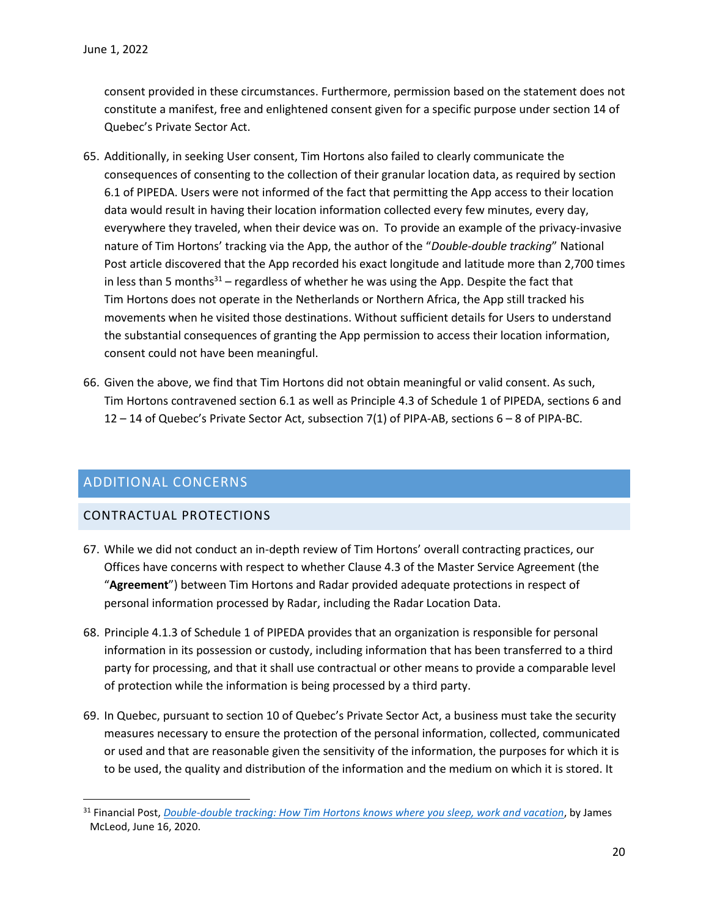consent provided in these circumstances. Furthermore, permission based on the statement does not constitute a manifest, free and enlightened consent given for a specific purpose under section 14 of Quebec's Private Sector Act.

65. Additionally, in seeking User consent, Tim Hortons also failed to clearly communicate the consequences of consenting to the collection of their granular location data, as required by section 6.1 of PIPEDA. Users were not informed of the fact that permitting the App access to their location data would result in having their location information collected every few minutes, every day, everywhere they traveled, when their device was on. To provide an example of the privacy-invasive nature of Tim Hortons' tracking via the App, the author of the "*Double-double tracking*" National Post article discovered that the App recorded his exact longitude and latitude more than 2,700 times in less than 5 months[31] – regardless of whether he was using the App. Despite the fact that Tim Hortons does not operate in the Netherlands or Northern Africa, the App still tracked his movements when he visited those destinations. Without sufficient details for Users to understand the substantial consequences of granting the App permission to access their location information, consent could not have been meaningful.

66. Given the above, we find that Tim Hortons did not obtain meaningful or valid consent. As such, Tim Hortons contravened section 6.1 as well as Principle 4.3 of Schedule 1 of PIPEDA, sections 6 and 12 – 14 of Quebec's Private Sector Act, subsection 7(1) of PIPA-AB, sections 6 – 8 of PIPA-BC.

## ADDITIONAL CONCERNS

### CONTRACTUAL PROTECTIONS

67. While we did not conduct an in-depth review of Tim Hortons' overall contracting practices, our Offices have concerns with respect to whether Clause 4.3 of the Master Service Agreement (the "**Agreement**") between Tim Hortons and Radar provided adequate protections in respect of personal information processed by Radar, including the Radar Location Data.

68. Principle 4.1.3 of Schedule 1 of PIPEDA provides that an organization is responsible for personal information in its possession or custody, including information that has been transferred to a third party for processing, and that it shall use contractual or other means to provide a comparable level of protection while the information is being processed by a third party.

69. In Quebec, pursuant to section 10 of Quebec's Private Sector Act, a business must take the security measures necessary to ensure the protection of the personal information, collected, communicated or used and that are reasonable given the sensitivity of the information, the purposes for which it is to be used, the quality and distribution of the information and the medium on which it is stored. It

---

[31] Financial Post, *Double-double tracking: How Tim Hortons knows where you sleep, work and vacation*, by James McLeod, June 16, 2020.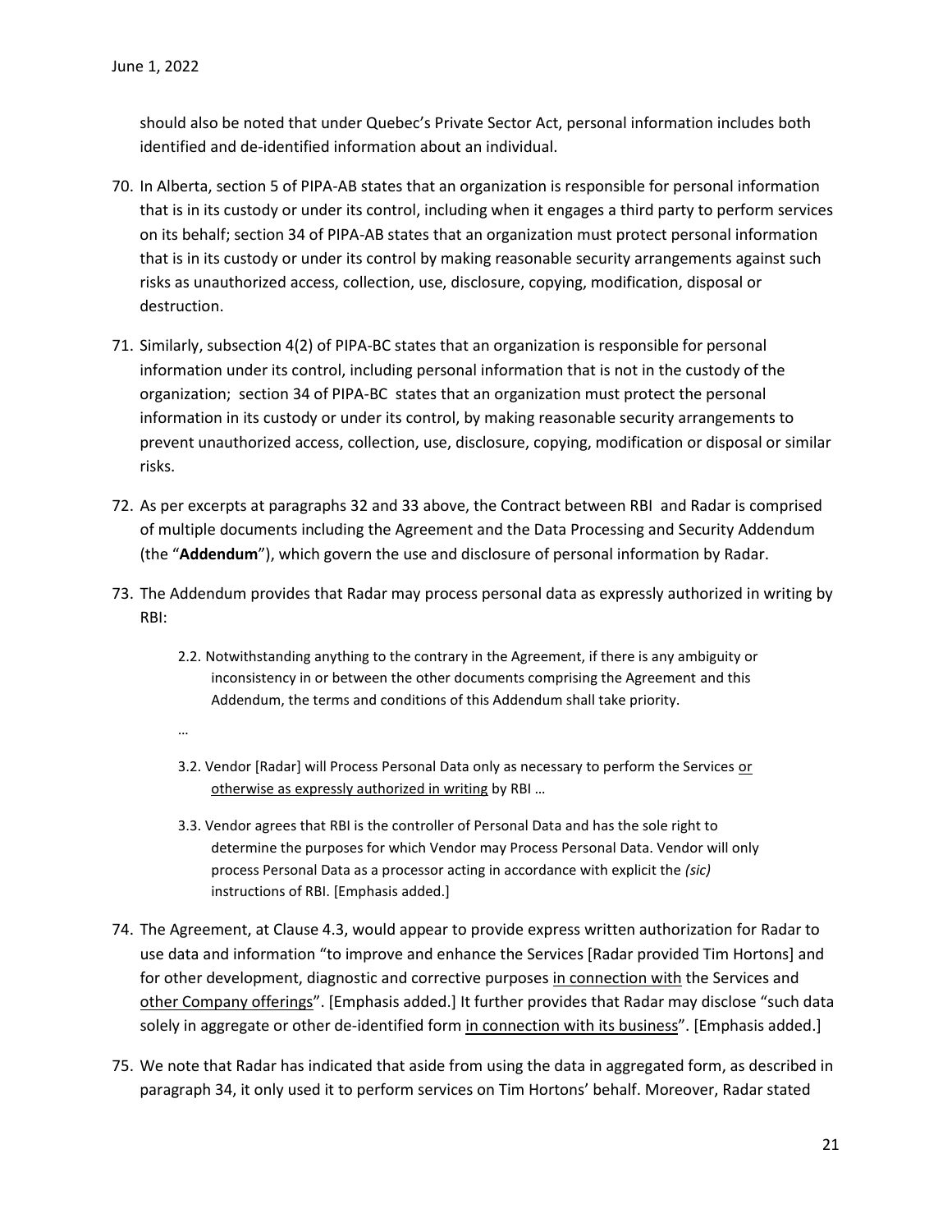should also be noted that under Quebec's Private Sector Act, personal information includes both identified and de-identified information about an individual.

70. In Alberta, section 5 of PIPA-AB states that an organization is responsible for personal information that is in its custody or under its control, including when it engages a third party to perform services on its behalf; section 34 of PIPA-AB states that an organization must protect personal information that is in its custody or under its control by making reasonable security arrangements against such risks as unauthorized access, collection, use, disclosure, copying, modification, disposal or destruction.

71. Similarly, subsection 4(2) of PIPA-BC states that an organization is responsible for personal information under its control, including personal information that is not in the custody of the organization; section 34 of PIPA-BC states that an organization must protect the personal information in its custody or under its control, by making reasonable security arrangements to prevent unauthorized access, collection, use, disclosure, copying, modification or disposal or similar risks.

72. As per excerpts at paragraphs 32 and 33 above, the Contract between RBI and Radar is comprised of multiple documents including the Agreement and the Data Processing and Security Addendum (the "**Addendum**"), which govern the use and disclosure of personal information by Radar.

73. The Addendum provides that Radar may process personal data as expressly authorized in writing by RBI:

> 2.2. Notwithstanding anything to the contrary in the Agreement, if there is any ambiguity or inconsistency in or between the other documents comprising the Agreement and this Addendum, the terms and conditions of this Addendum shall take priority.
>
> …
>
> 3.2. Vendor [Radar] will Process Personal Data only as necessary to perform the Services <u>or otherwise as expressly authorized in writing</u> by RBI …
>
> 3.3. Vendor agrees that RBI is the controller of Personal Data and has the sole right to determine the purposes for which Vendor may Process Personal Data. Vendor will only process Personal Data as a processor acting in accordance with explicit the *(sic)* instructions of RBI. [Emphasis added.]

74. The Agreement, at Clause 4.3, would appear to provide express written authorization for Radar to use data and information "to improve and enhance the Services [Radar provided Tim Hortons] and for other development, diagnostic and corrective purposes <u>in connection with</u> the Services and <u>other Company offerings</u>". [Emphasis added.] It further provides that Radar may disclose "such data solely in aggregate or other de-identified form <u>in connection with its business</u>". [Emphasis added.]

75. We note that Radar has indicated that aside from using the data in aggregated form, as described in paragraph 34, it only used it to perform services on Tim Hortons' behalf. Moreover, Radar stated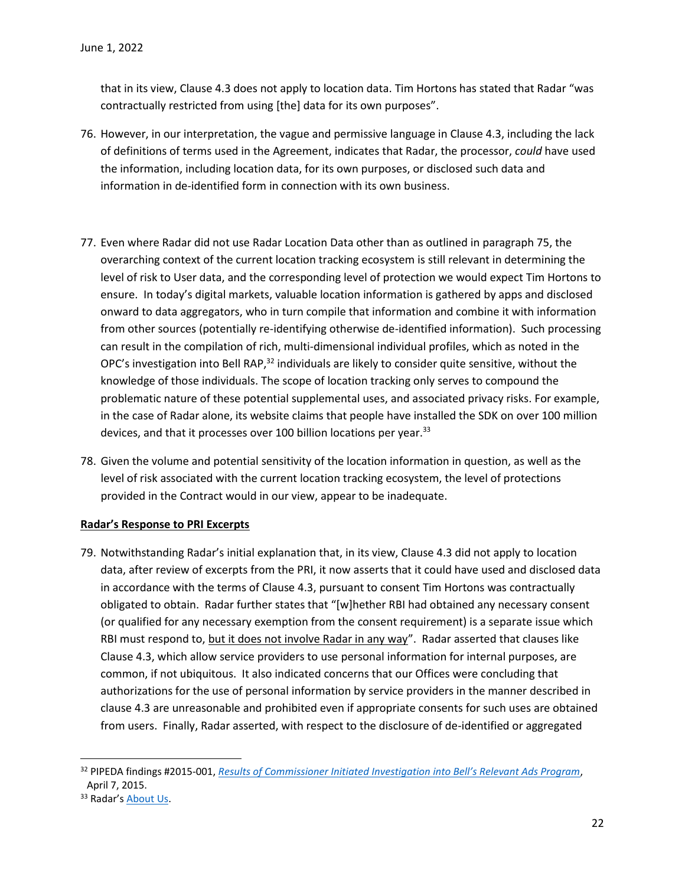that in its view, Clause 4.3 does not apply to location data. Tim Hortons has stated that Radar "was contractually restricted from using [the] data for its own purposes".

76. However, in our interpretation, the vague and permissive language in Clause 4.3, including the lack of definitions of terms used in the Agreement, indicates that Radar, the processor, *could* have used the information, including location data, for its own purposes, or disclosed such data and information in de-identified form in connection with its own business.

77. Even where Radar did not use Radar Location Data other than as outlined in paragraph 75, the overarching context of the current location tracking ecosystem is still relevant in determining the level of risk to User data, and the corresponding level of protection we would expect Tim Hortons to ensure. In today's digital markets, valuable location information is gathered by apps and disclosed onward to data aggregators, who in turn compile that information and combine it with information from other sources (potentially re-identifying otherwise de-identified information). Such processing can result in the compilation of rich, multi-dimensional individual profiles, which as noted in the OPC's investigation into Bell RAP,[32] individuals are likely to consider quite sensitive, without the knowledge of those individuals. The scope of location tracking only serves to compound the problematic nature of these potential supplemental uses, and associated privacy risks. For example, in the case of Radar alone, its website claims that people have installed the SDK on over 100 million devices, and that it processes over 100 billion locations per year.[33]

78. Given the volume and potential sensitivity of the location information in question, as well as the level of risk associated with the current location tracking ecosystem, the level of protections provided in the Contract would in our view, appear to be inadequate.

**Radar's Response to PRI Excerpts**

79. Notwithstanding Radar's initial explanation that, in its view, Clause 4.3 did not apply to location data, after review of excerpts from the PRI, it now asserts that it could have used and disclosed data in accordance with the terms of Clause 4.3, pursuant to consent Tim Hortons was contractually obligated to obtain. Radar further states that "[w]hether RBI had obtained any necessary consent (or qualified for any necessary exemption from the consent requirement) is a separate issue which RBI must respond to, but it does not involve Radar in any way". Radar asserted that clauses like Clause 4.3, which allow service providers to use personal information for internal purposes, are common, if not ubiquitous. It also indicated concerns that our Offices were concluding that authorizations for the use of personal information by service providers in the manner described in clause 4.3 are unreasonable and prohibited even if appropriate consents for such uses are obtained from users. Finally, Radar asserted, with respect to the disclosure of de-identified or aggregated

---

[32] PIPEDA findings #2015-001, *Results of Commissioner Initiated Investigation into Bell's Relevant Ads Program*, April 7, 2015.

[33] Radar's About Us.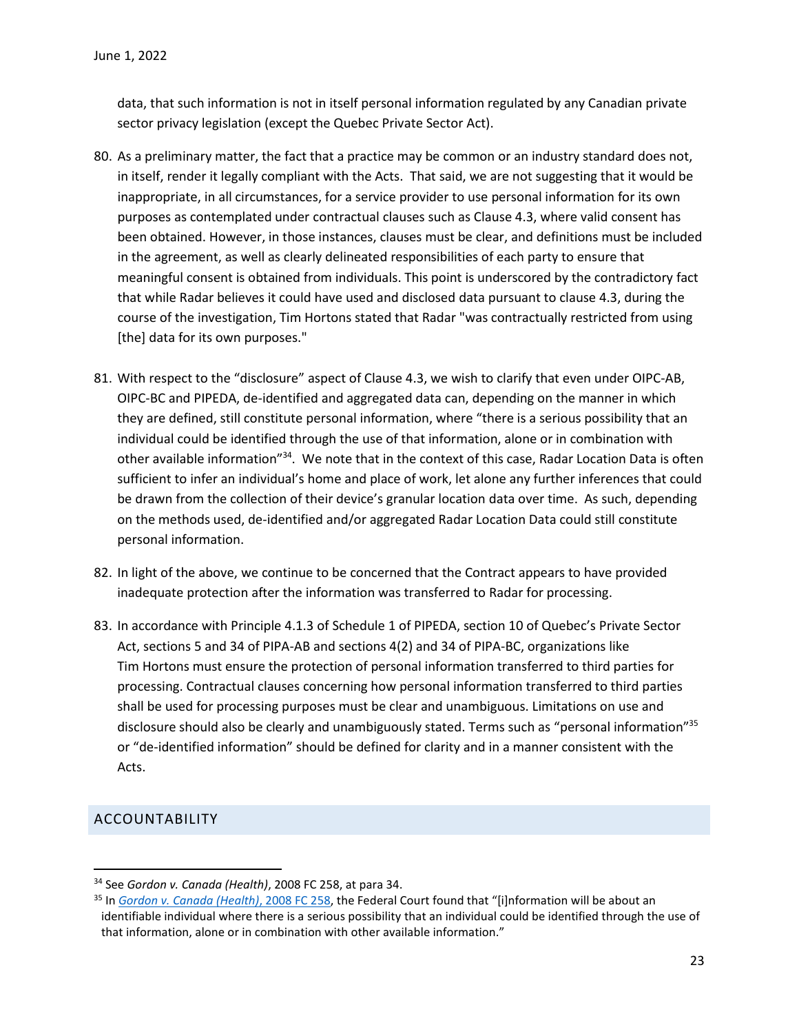data, that such information is not in itself personal information regulated by any Canadian private sector privacy legislation (except the Quebec Private Sector Act).

80. As a preliminary matter, the fact that a practice may be common or an industry standard does not, in itself, render it legally compliant with the Acts. That said, we are not suggesting that it would be inappropriate, in all circumstances, for a service provider to use personal information for its own purposes as contemplated under contractual clauses such as Clause 4.3, where valid consent has been obtained. However, in those instances, clauses must be clear, and definitions must be included in the agreement, as well as clearly delineated responsibilities of each party to ensure that meaningful consent is obtained from individuals. This point is underscored by the contradictory fact that while Radar believes it could have used and disclosed data pursuant to clause 4.3, during the course of the investigation, Tim Hortons stated that Radar "was contractually restricted from using [the] data for its own purposes."

81. With respect to the "disclosure" aspect of Clause 4.3, we wish to clarify that even under OIPC-AB, OIPC-BC and PIPEDA, de-identified and aggregated data can, depending on the manner in which they are defined, still constitute personal information, where "there is a serious possibility that an individual could be identified through the use of that information, alone or in combination with other available information"[34]. We note that in the context of this case, Radar Location Data is often sufficient to infer an individual's home and place of work, let alone any further inferences that could be drawn from the collection of their device's granular location data over time. As such, depending on the methods used, de-identified and/or aggregated Radar Location Data could still constitute personal information.

82. In light of the above, we continue to be concerned that the Contract appears to have provided inadequate protection after the information was transferred to Radar for processing.

83. In accordance with Principle 4.1.3 of Schedule 1 of PIPEDA, section 10 of Quebec's Private Sector Act, sections 5 and 34 of PIPA-AB and sections 4(2) and 34 of PIPA-BC, organizations like Tim Hortons must ensure the protection of personal information transferred to third parties for processing. Contractual clauses concerning how personal information transferred to third parties shall be used for processing purposes must be clear and unambiguous. Limitations on use and disclosure should also be clearly and unambiguously stated. Terms such as "personal information"[35] or "de-identified information" should be defined for clarity and in a manner consistent with the Acts.

## ACCOUNTABILITY

---

[34] See *Gordon v. Canada (Health)*, 2008 FC 258, at para 34.

[35] In *Gordon v. Canada (Health)*, 2008 FC 258, the Federal Court found that "[i]nformation will be about an identifiable individual where there is a serious possibility that an individual could be identified through the use of that information, alone or in combination with other available information."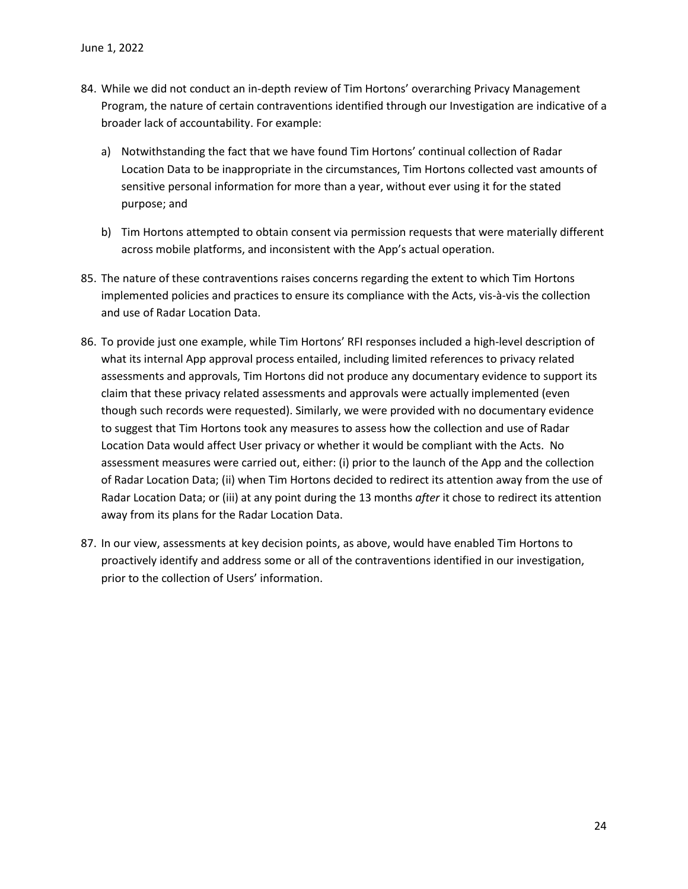84. While we did not conduct an in-depth review of Tim Hortons' overarching Privacy Management Program, the nature of certain contraventions identified through our Investigation are indicative of a broader lack of accountability. For example:

    a) Notwithstanding the fact that we have found Tim Hortons' continual collection of Radar Location Data to be inappropriate in the circumstances, Tim Hortons collected vast amounts of sensitive personal information for more than a year, without ever using it for the stated purpose; and

    b) Tim Hortons attempted to obtain consent via permission requests that were materially different across mobile platforms, and inconsistent with the App's actual operation.

85. The nature of these contraventions raises concerns regarding the extent to which Tim Hortons implemented policies and practices to ensure its compliance with the Acts, vis-à-vis the collection and use of Radar Location Data.

86. To provide just one example, while Tim Hortons' RFI responses included a high-level description of what its internal App approval process entailed, including limited references to privacy related assessments and approvals, Tim Hortons did not produce any documentary evidence to support its claim that these privacy related assessments and approvals were actually implemented (even though such records were requested). Similarly, we were provided with no documentary evidence to suggest that Tim Hortons took any measures to assess how the collection and use of Radar Location Data would affect User privacy or whether it would be compliant with the Acts. No assessment measures were carried out, either: (i) prior to the launch of the App and the collection of Radar Location Data; (ii) when Tim Hortons decided to redirect its attention away from the use of Radar Location Data; or (iii) at any point during the 13 months *after* it chose to redirect its attention away from its plans for the Radar Location Data.

87. In our view, assessments at key decision points, as above, would have enabled Tim Hortons to proactively identify and address some or all of the contraventions identified in our investigation, prior to the collection of Users' information.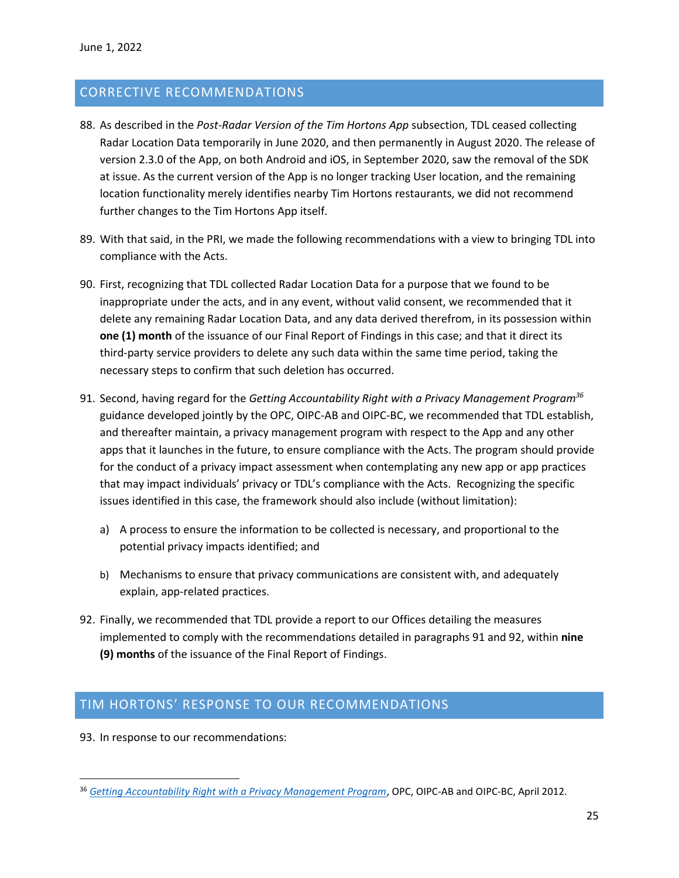## CORRECTIVE RECOMMENDATIONS

88. As described in the *Post-Radar Version of the Tim Hortons App* subsection, TDL ceased collecting Radar Location Data temporarily in June 2020, and then permanently in August 2020. The release of version 2.3.0 of the App, on both Android and iOS, in September 2020, saw the removal of the SDK at issue. As the current version of the App is no longer tracking User location, and the remaining location functionality merely identifies nearby Tim Hortons restaurants, we did not recommend further changes to the Tim Hortons App itself.

89. With that said, in the PRI, we made the following recommendations with a view to bringing TDL into compliance with the Acts.

90. First, recognizing that TDL collected Radar Location Data for a purpose that we found to be inappropriate under the acts, and in any event, without valid consent, we recommended that it delete any remaining Radar Location Data, and any data derived therefrom, in its possession within **one (1) month** of the issuance of our Final Report of Findings in this case; and that it direct its third-party service providers to delete any such data within the same time period, taking the necessary steps to confirm that such deletion has occurred.

91. Second, having regard for the *Getting Accountability Right with a Privacy Management Program*[36] guidance developed jointly by the OPC, OIPC-AB and OIPC-BC, we recommended that TDL establish, and thereafter maintain, a privacy management program with respect to the App and any other apps that it launches in the future, to ensure compliance with the Acts. The program should provide for the conduct of a privacy impact assessment when contemplating any new app or app practices that may impact individuals' privacy or TDL's compliance with the Acts. Recognizing the specific issues identified in this case, the framework should also include (without limitation):

    a) A process to ensure the information to be collected is necessary, and proportional to the potential privacy impacts identified; and

    b) Mechanisms to ensure that privacy communications are consistent with, and adequately explain, app-related practices.

92. Finally, we recommended that TDL provide a report to our Offices detailing the measures implemented to comply with the recommendations detailed in paragraphs 91 and 92, within **nine (9) months** of the issuance of the Final Report of Findings.

## TIM HORTONS' RESPONSE TO OUR RECOMMENDATIONS

93. In response to our recommendations:

---

[36] *Getting Accountability Right with a Privacy Management Program*, OPC, OIPC-AB and OIPC-BC, April 2012.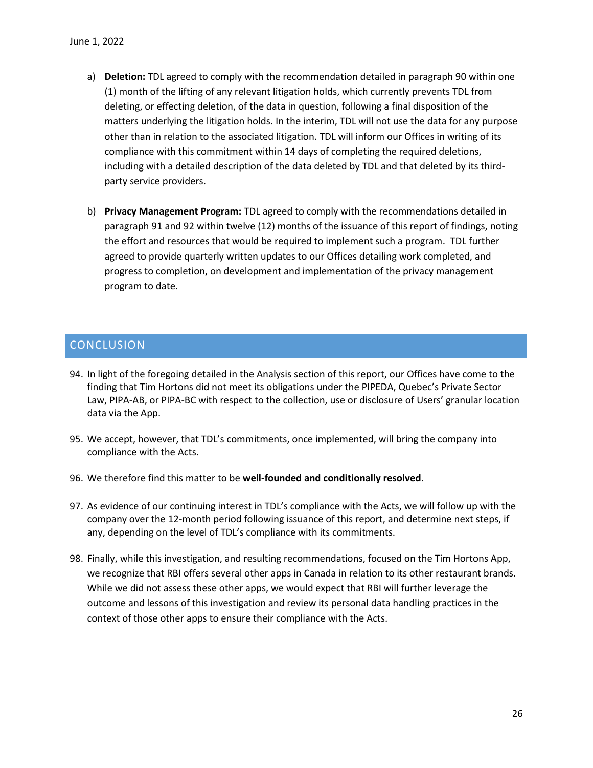a) **Deletion:** TDL agreed to comply with the recommendation detailed in paragraph 90 within one (1) month of the lifting of any relevant litigation holds, which currently prevents TDL from deleting, or effecting deletion, of the data in question, following a final disposition of the matters underlying the litigation holds. In the interim, TDL will not use the data for any purpose other than in relation to the associated litigation. TDL will inform our Offices in writing of its compliance with this commitment within 14 days of completing the required deletions, including with a detailed description of the data deleted by TDL and that deleted by its third-party service providers.

b) **Privacy Management Program:** TDL agreed to comply with the recommendations detailed in paragraph 91 and 92 within twelve (12) months of the issuance of this report of findings, noting the effort and resources that would be required to implement such a program. TDL further agreed to provide quarterly written updates to our Offices detailing work completed, and progress to completion, on development and implementation of the privacy management program to date.

## CONCLUSION

94. In light of the foregoing detailed in the Analysis section of this report, our Offices have come to the finding that Tim Hortons did not meet its obligations under the PIPEDA, Quebec's Private Sector Law, PIPA-AB, or PIPA-BC with respect to the collection, use or disclosure of Users' granular location data via the App.

95. We accept, however, that TDL's commitments, once implemented, will bring the company into compliance with the Acts.

96. We therefore find this matter to be **well-founded and conditionally resolved**.

97. As evidence of our continuing interest in TDL's compliance with the Acts, we will follow up with the company over the 12-month period following issuance of this report, and determine next steps, if any, depending on the level of TDL's compliance with its commitments.

98. Finally, while this investigation, and resulting recommendations, focused on the Tim Hortons App, we recognize that RBI offers several other apps in Canada in relation to its other restaurant brands. While we did not assess these other apps, we would expect that RBI will further leverage the outcome and lessons of this investigation and review its personal data handling practices in the context of those other apps to ensure their compliance with the Acts.